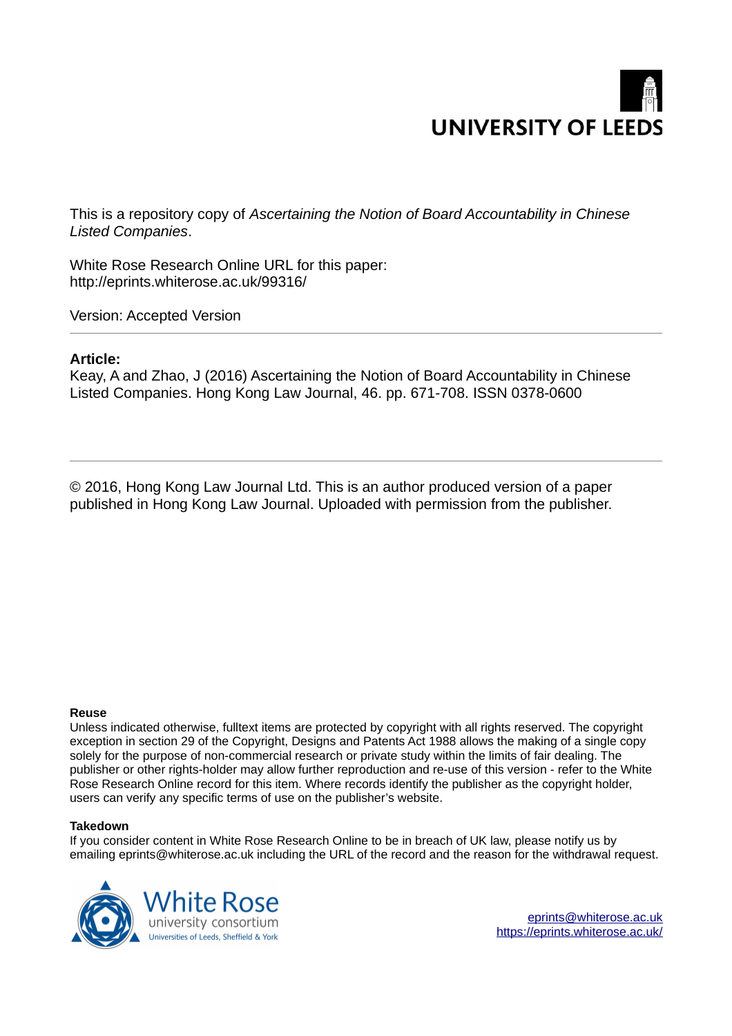UNIVERSITY OF LEEDS

This is a repository copy of *Ascertaining the Notion of Board Accountability in Chinese Listed Companies*.

White Rose Research Online URL for this paper:
http://eprints.whiterose.ac.uk/99316/

Version: Accepted Version

**Article:**

Keay, A and Zhao, J (2016) Ascertaining the Notion of Board Accountability in Chinese Listed Companies. Hong Kong Law Journal, 46. pp. 671-708. ISSN 0378-0600

---

© 2016, Hong Kong Law Journal Ltd. This is an author produced version of a paper published in Hong Kong Law Journal. Uploaded with permission from the publisher.

**Reuse**

Unless indicated otherwise, fulltext items are protected by copyright with all rights reserved. The copyright exception in section 29 of the Copyright, Designs and Patents Act 1988 allows the making of a single copy solely for the purpose of non-commercial research or private study within the limits of fair dealing. The publisher or other rights-holder may allow further reproduction and re-use of this version - refer to the White Rose Research Online record for this item. Where records identify the publisher as the copyright holder, users can verify any specific terms of use on the publisher's website.

**Takedown**

If you consider content in White Rose Research Online to be in breach of UK law, please notify us by emailing eprints@whiterose.ac.uk including the URL of the record and the reason for the withdrawal request.

White Rose university consortium
Universities of Leeds, Sheffield & York

eprints@whiterose.ac.uk
https://eprints.whiterose.ac.uk/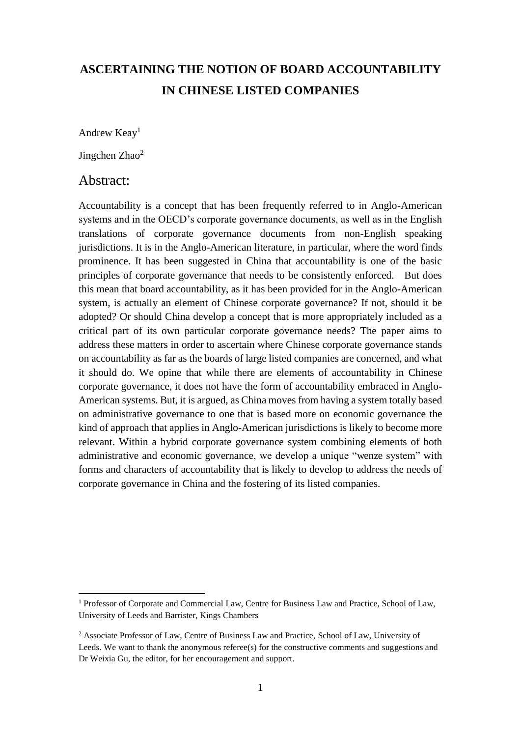# ASCERTAINING THE NOTION OF BOARD ACCOUNTABILITY IN CHINESE LISTED COMPANIES

Andrew Keay[1]

Jingchen Zhao[2]

## Abstract:

Accountability is a concept that has been frequently referred to in Anglo-American systems and in the OECD's corporate governance documents, as well as in the English translations of corporate governance documents from non-English speaking jurisdictions. It is in the Anglo-American literature, in particular, where the word finds prominence. It has been suggested in China that accountability is one of the basic principles of corporate governance that needs to be consistently enforced. But does this mean that board accountability, as it has been provided for in the Anglo-American system, is actually an element of Chinese corporate governance? If not, should it be adopted? Or should China develop a concept that is more appropriately included as a critical part of its own particular corporate governance needs? The paper aims to address these matters in order to ascertain where Chinese corporate governance stands on accountability as far as the boards of large listed companies are concerned, and what it should do. We opine that while there are elements of accountability in Chinese corporate governance, it does not have the form of accountability embraced in Anglo-American systems. But, it is argued, as China moves from having a system totally based on administrative governance to one that is based more on economic governance the kind of approach that applies in Anglo-American jurisdictions is likely to become more relevant. Within a hybrid corporate governance system combining elements of both administrative and economic governance, we develop a unique "wenze system" with forms and characters of accountability that is likely to develop to address the needs of corporate governance in China and the fostering of its listed companies.

---

[1] Professor of Corporate and Commercial Law, Centre for Business Law and Practice, School of Law, University of Leeds and Barrister, Kings Chambers

[2] Associate Professor of Law, Centre of Business Law and Practice, School of Law, University of Leeds. We want to thank the anonymous referee(s) for the constructive comments and suggestions and Dr Weixia Gu, the editor, for her encouragement and support.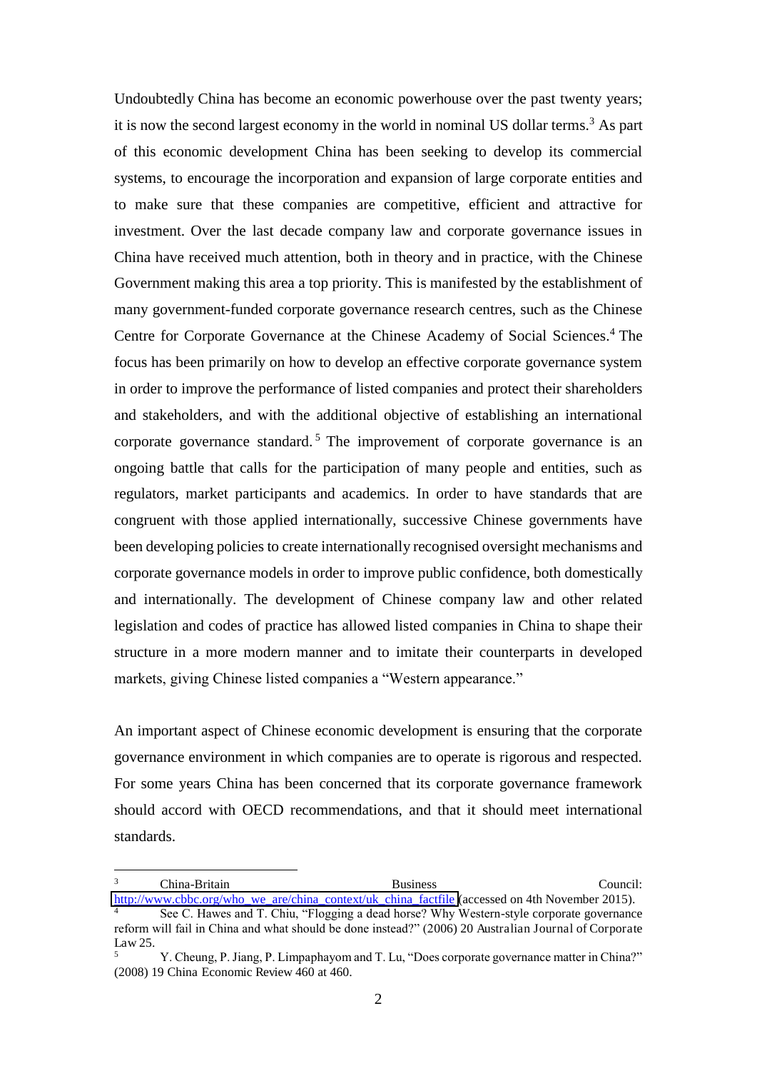Undoubtedly China has become an economic powerhouse over the past twenty years; it is now the second largest economy in the world in nominal US dollar terms.[3] As part of this economic development China has been seeking to develop its commercial systems, to encourage the incorporation and expansion of large corporate entities and to make sure that these companies are competitive, efficient and attractive for investment. Over the last decade company law and corporate governance issues in China have received much attention, both in theory and in practice, with the Chinese Government making this area a top priority. This is manifested by the establishment of many government-funded corporate governance research centres, such as the Chinese Centre for Corporate Governance at the Chinese Academy of Social Sciences.[4] The focus has been primarily on how to develop an effective corporate governance system in order to improve the performance of listed companies and protect their shareholders and stakeholders, and with the additional objective of establishing an international corporate governance standard.[5] The improvement of corporate governance is an ongoing battle that calls for the participation of many people and entities, such as regulators, market participants and academics. In order to have standards that are congruent with those applied internationally, successive Chinese governments have been developing policies to create internationally recognised oversight mechanisms and corporate governance models in order to improve public confidence, both domestically and internationally. The development of Chinese company law and other related legislation and codes of practice has allowed listed companies in China to shape their structure in a more modern manner and to imitate their counterparts in developed markets, giving Chinese listed companies a "Western appearance."

An important aspect of Chinese economic development is ensuring that the corporate governance environment in which companies are to operate is rigorous and respected. For some years China has been concerned that its corporate governance framework should accord with OECD recommendations, and that it should meet international standards.

---

[3] China-Britain Business Council: http://www.cbbc.org/who_we_are/china_context/uk_china_factfile (accessed on 4th November 2015).

[4] See C. Hawes and T. Chiu, "Flogging a dead horse? Why Western-style corporate governance reform will fail in China and what should be done instead?" (2006) 20 Australian Journal of Corporate Law 25.

[5] Y. Cheung, P. Jiang, P. Limpaphayom and T. Lu, "Does corporate governance matter in China?" (2008) 19 China Economic Review 460 at 460.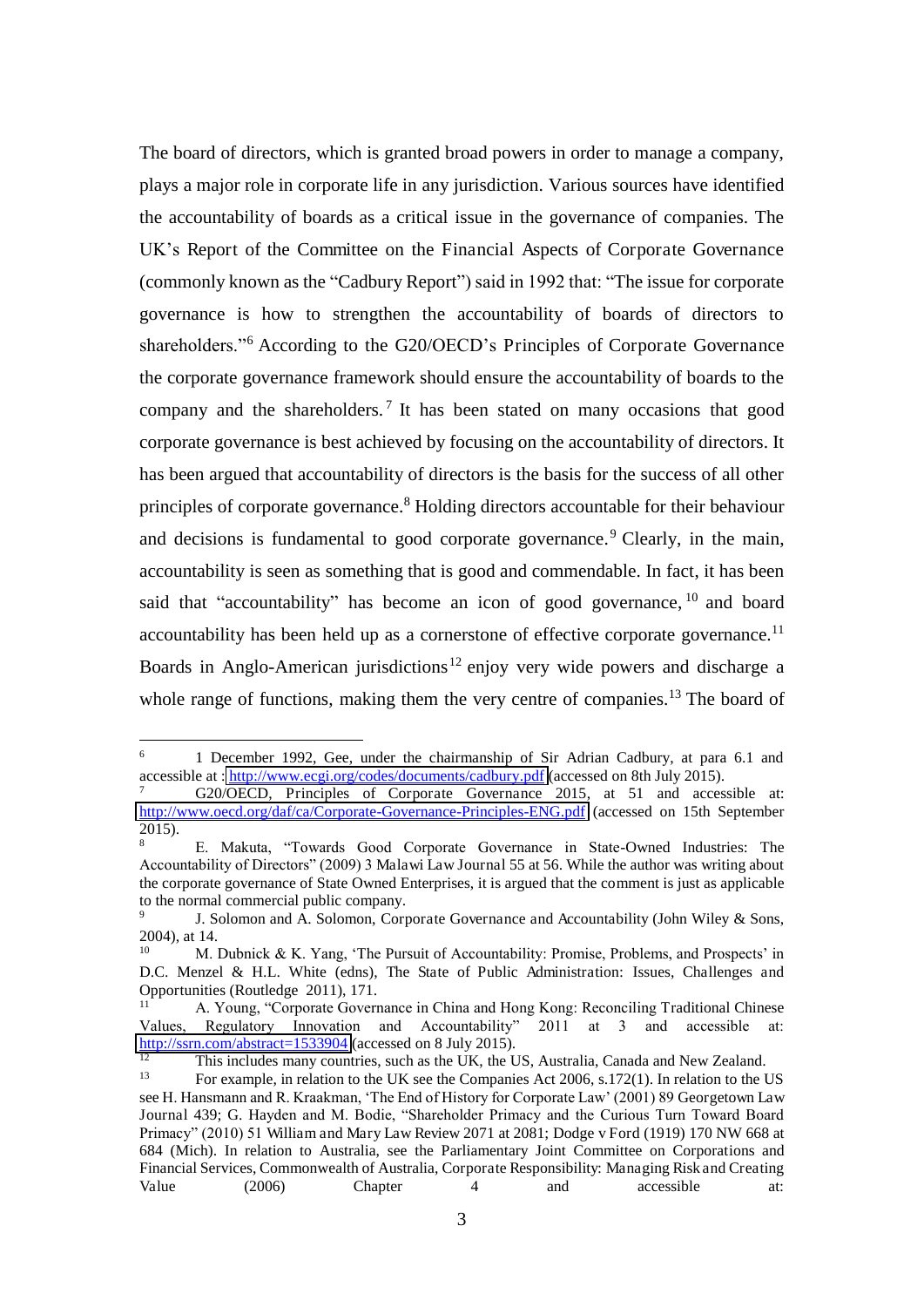The board of directors, which is granted broad powers in order to manage a company, plays a major role in corporate life in any jurisdiction. Various sources have identified the accountability of boards as a critical issue in the governance of companies. The UK's Report of the Committee on the Financial Aspects of Corporate Governance (commonly known as the "Cadbury Report") said in 1992 that: "The issue for corporate governance is how to strengthen the accountability of boards of directors to shareholders."[6] According to the G20/OECD's Principles of Corporate Governance the corporate governance framework should ensure the accountability of boards to the company and the shareholders.[7] It has been stated on many occasions that good corporate governance is best achieved by focusing on the accountability of directors. It has been argued that accountability of directors is the basis for the success of all other principles of corporate governance.[8] Holding directors accountable for their behaviour and decisions is fundamental to good corporate governance.[9] Clearly, in the main, accountability is seen as something that is good and commendable. In fact, it has been said that "accountability" has become an icon of good governance,[10] and board accountability has been held up as a cornerstone of effective corporate governance.[11] Boards in Anglo-American jurisdictions[12] enjoy very wide powers and discharge a whole range of functions, making them the very centre of companies.[13] The board of

---

[6] 1 December 1992, Gee, under the chairmanship of Sir Adrian Cadbury, at para 6.1 and accessible at : http://www.ecgi.org/codes/documents/cadbury.pdf (accessed on 8th July 2015).

[7] G20/OECD, Principles of Corporate Governance 2015, at 51 and accessible at: http://www.oecd.org/daf/ca/Corporate-Governance-Principles-ENG.pdf (accessed on 15th September 2015).

[8] E. Makuta, "Towards Good Corporate Governance in State-Owned Industries: The Accountability of Directors" (2009) 3 Malawi Law Journal 55 at 56. While the author was writing about the corporate governance of State Owned Enterprises, it is argued that the comment is just as applicable to the normal commercial public company.

[9] J. Solomon and A. Solomon, Corporate Governance and Accountability (John Wiley & Sons, 2004), at 14.

[10] M. Dubnick & K. Yang, 'The Pursuit of Accountability: Promise, Problems, and Prospects' in D.C. Menzel & H.L. White (edns), The State of Public Administration: Issues, Challenges and Opportunities (Routledge 2011), 171.

[11] A. Young, "Corporate Governance in China and Hong Kong: Reconciling Traditional Chinese Values, Regulatory Innovation and Accountability" 2011 at 3 and accessible at: http://ssrn.com/abstract=1533904 (accessed on 8 July 2015).

[12] This includes many countries, such as the UK, the US, Australia, Canada and New Zealand.

[13] For example, in relation to the UK see the Companies Act 2006, s.172(1). In relation to the US see H. Hansmann and R. Kraakman, 'The End of History for Corporate Law' (2001) 89 Georgetown Law Journal 439; G. Hayden and M. Bodie, "Shareholder Primacy and the Curious Turn Toward Board Primacy" (2010) 51 William and Mary Law Review 2071 at 2081; Dodge v Ford (1919) 170 NW 668 at 684 (Mich). In relation to Australia, see the Parliamentary Joint Committee on Corporations and Financial Services, Commonwealth of Australia, Corporate Responsibility: Managing Risk and Creating Value (2006) Chapter 4 and accessible at: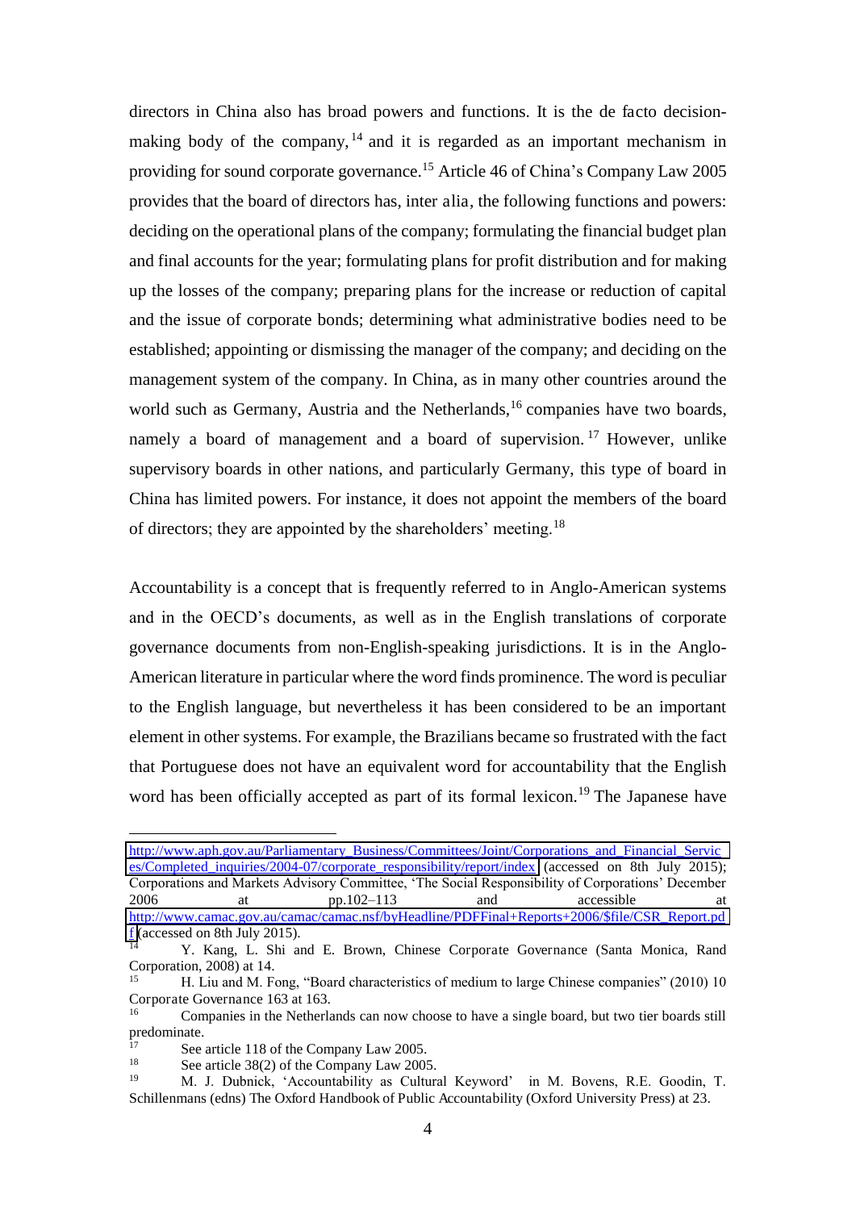directors in China also has broad powers and functions. It is the de facto decision-making body of the company,[14] and it is regarded as an important mechanism in providing for sound corporate governance.[15] Article 46 of China's Company Law 2005 provides that the board of directors has, inter alia, the following functions and powers: deciding on the operational plans of the company; formulating the financial budget plan and final accounts for the year; formulating plans for profit distribution and for making up the losses of the company; preparing plans for the increase or reduction of capital and the issue of corporate bonds; determining what administrative bodies need to be established; appointing or dismissing the manager of the company; and deciding on the management system of the company. In China, as in many other countries around the world such as Germany, Austria and the Netherlands,[16] companies have two boards, namely a board of management and a board of supervision.[17] However, unlike supervisory boards in other nations, and particularly Germany, this type of board in China has limited powers. For instance, it does not appoint the members of the board of directors; they are appointed by the shareholders' meeting.[18]

Accountability is a concept that is frequently referred to in Anglo-American systems and in the OECD's documents, as well as in the English translations of corporate governance documents from non-English-speaking jurisdictions. It is in the Anglo-American literature in particular where the word finds prominence. The word is peculiar to the English language, but nevertheless it has been considered to be an important element in other systems. For example, the Brazilians became so frustrated with the fact that Portuguese does not have an equivalent word for accountability that the English word has been officially accepted as part of its formal lexicon.[19] The Japanese have

---

http://www.aph.gov.au/Parliamentary_Business/Committees/Joint/Corporations_and_Financial_Services/Completed_inquiries/2004-07/corporate_responsibility/report/index (accessed on 8th July 2015); Corporations and Markets Advisory Committee, 'The Social Responsibility of Corporations' December 2006 at pp.102–113 and accessible at http://www.camac.gov.au/camac/camac.nsf/byHeadline/PDFFinal+Reports+2006/$file/CSR_Report.pdf (accessed on 8th July 2015).

[14] Y. Kang, L. Shi and E. Brown, Chinese Corporate Governance (Santa Monica, Rand Corporation, 2008) at 14.

[15] H. Liu and M. Fong, "Board characteristics of medium to large Chinese companies" (2010) 10 Corporate Governance 163 at 163.

[16] Companies in the Netherlands can now choose to have a single board, but two tier boards still predominate.

[17] See article 118 of the Company Law 2005.

[18] See article 38(2) of the Company Law 2005.

[19] M. J. Dubnick, 'Accountability as Cultural Keyword' in M. Bovens, R.E. Goodin, T. Schillenmans (edns) The Oxford Handbook of Public Accountability (Oxford University Press) at 23.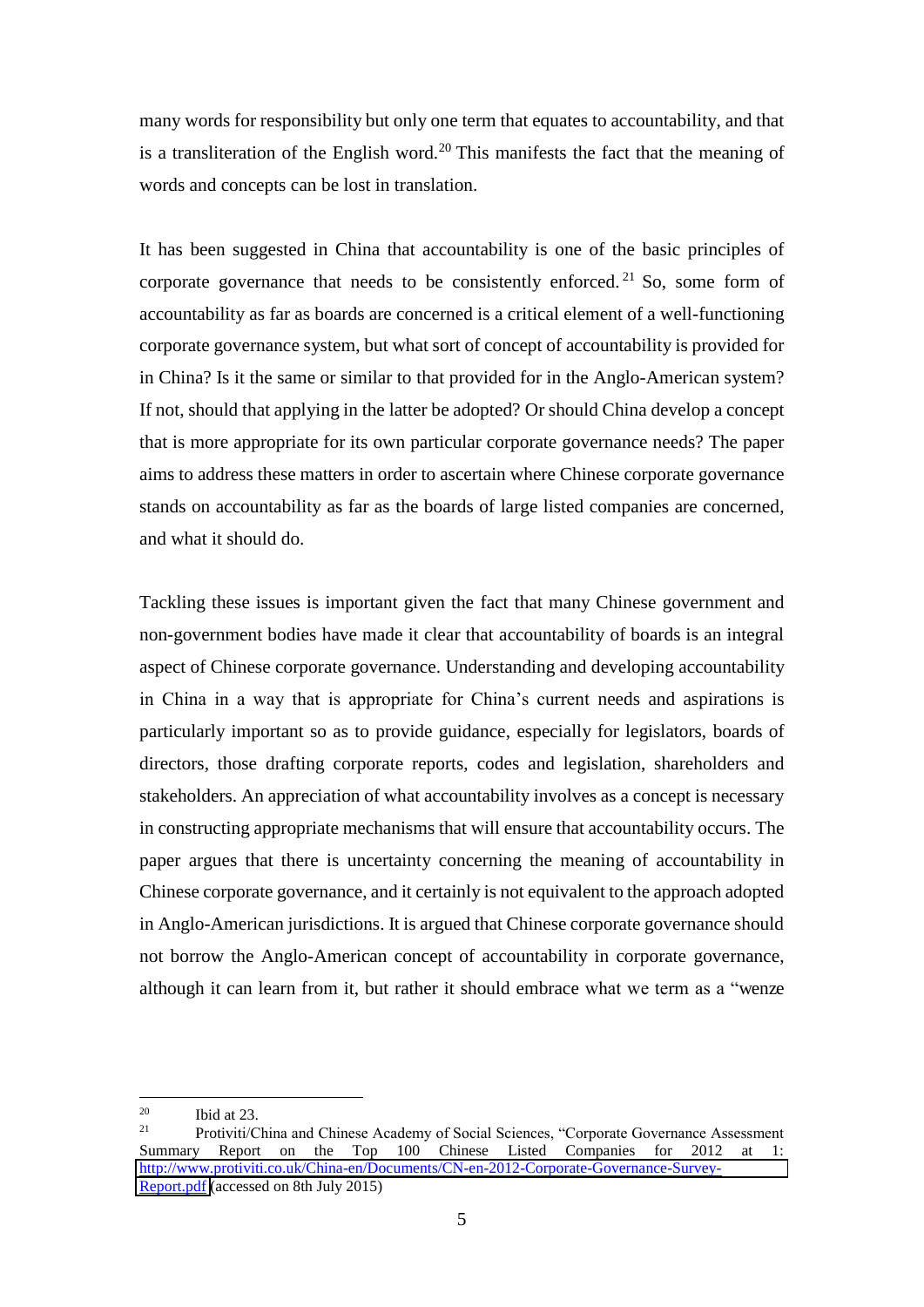many words for responsibility but only one term that equates to accountability, and that is a transliteration of the English word.[20] This manifests the fact that the meaning of words and concepts can be lost in translation.

It has been suggested in China that accountability is one of the basic principles of corporate governance that needs to be consistently enforced.[21] So, some form of accountability as far as boards are concerned is a critical element of a well-functioning corporate governance system, but what sort of concept of accountability is provided for in China? Is it the same or similar to that provided for in the Anglo-American system? If not, should that applying in the latter be adopted? Or should China develop a concept that is more appropriate for its own particular corporate governance needs? The paper aims to address these matters in order to ascertain where Chinese corporate governance stands on accountability as far as the boards of large listed companies are concerned, and what it should do.

Tackling these issues is important given the fact that many Chinese government and non-government bodies have made it clear that accountability of boards is an integral aspect of Chinese corporate governance. Understanding and developing accountability in China in a way that is appropriate for China's current needs and aspirations is particularly important so as to provide guidance, especially for legislators, boards of directors, those drafting corporate reports, codes and legislation, shareholders and stakeholders. An appreciation of what accountability involves as a concept is necessary in constructing appropriate mechanisms that will ensure that accountability occurs. The paper argues that there is uncertainty concerning the meaning of accountability in Chinese corporate governance, and it certainly is not equivalent to the approach adopted in Anglo-American jurisdictions. It is argued that Chinese corporate governance should not borrow the Anglo-American concept of accountability in corporate governance, although it can learn from it, but rather it should embrace what we term as a "wenze

---

[20] Ibid at 23.

[21] Protiviti/China and Chinese Academy of Social Sciences, "Corporate Governance Assessment Summary Report on the Top 100 Chinese Listed Companies for 2012 at 1: http://www.protiviti.co.uk/China-en/Documents/CN-en-2012-Corporate-Governance-Survey-Report.pdf (accessed on 8th July 2015)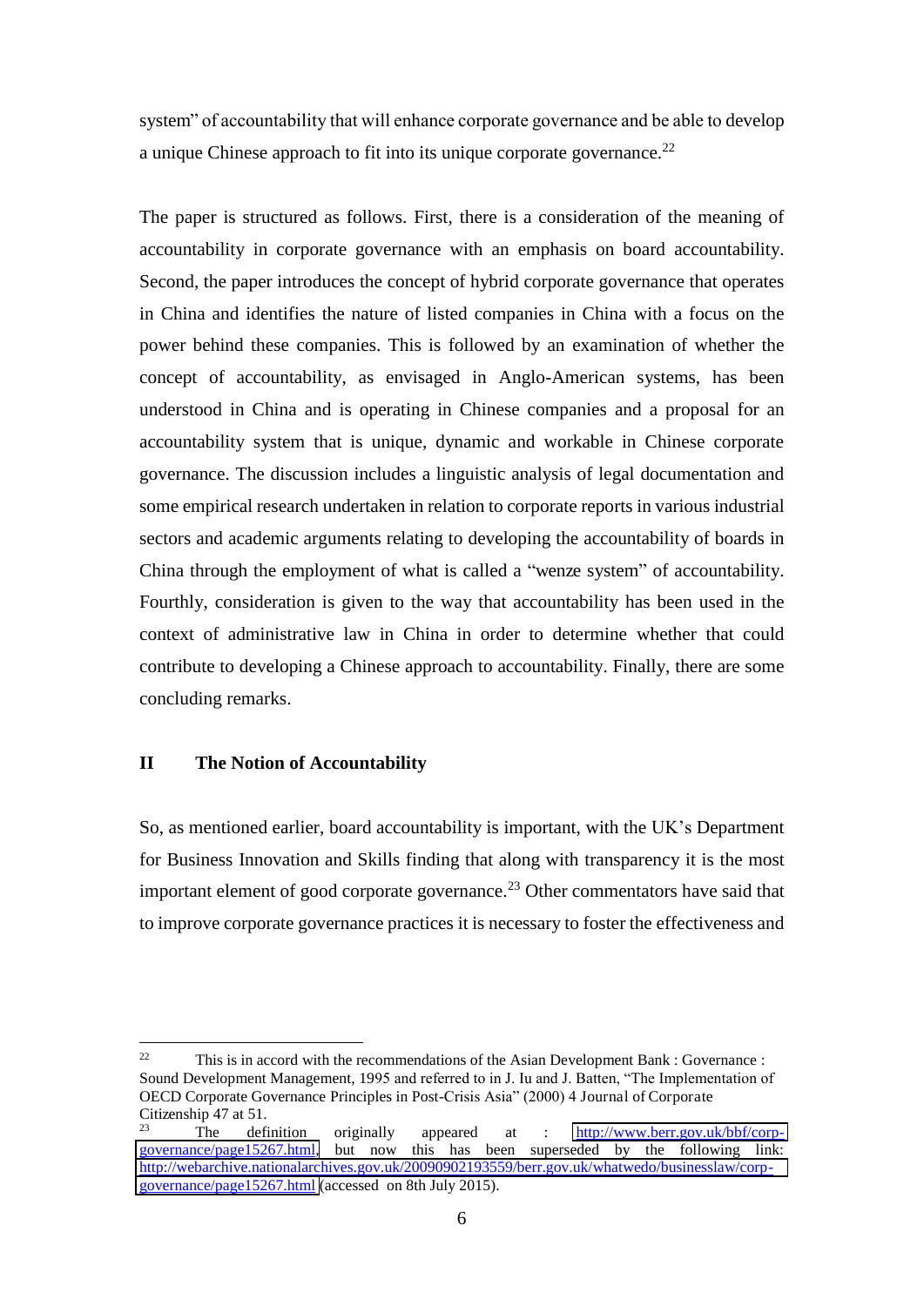system" of accountability that will enhance corporate governance and be able to develop a unique Chinese approach to fit into its unique corporate governance.[22]

The paper is structured as follows. First, there is a consideration of the meaning of accountability in corporate governance with an emphasis on board accountability. Second, the paper introduces the concept of hybrid corporate governance that operates in China and identifies the nature of listed companies in China with a focus on the power behind these companies. This is followed by an examination of whether the concept of accountability, as envisaged in Anglo-American systems, has been understood in China and is operating in Chinese companies and a proposal for an accountability system that is unique, dynamic and workable in Chinese corporate governance. The discussion includes a linguistic analysis of legal documentation and some empirical research undertaken in relation to corporate reports in various industrial sectors and academic arguments relating to developing the accountability of boards in China through the employment of what is called a "wenze system" of accountability. Fourthly, consideration is given to the way that accountability has been used in the context of administrative law in China in order to determine whether that could contribute to developing a Chinese approach to accountability. Finally, there are some concluding remarks.

## II The Notion of Accountability

So, as mentioned earlier, board accountability is important, with the UK's Department for Business Innovation and Skills finding that along with transparency it is the most important element of good corporate governance.[23] Other commentators have said that to improve corporate governance practices it is necessary to foster the effectiveness and

---

[22] This is in accord with the recommendations of the Asian Development Bank : Governance : Sound Development Management, 1995 and referred to in J. Iu and J. Batten, "The Implementation of OECD Corporate Governance Principles in Post-Crisis Asia" (2000) 4 Journal of Corporate Citizenship 47 at 51.

[23] The definition originally appeared at : http://www.berr.gov.uk/bbf/corp-governance/page15267.html, but now this has been superseded by the following link: http://webarchive.nationalarchives.gov.uk/20090902193559/berr.gov.uk/whatwedo/businesslaw/corp-governance/page15267.html (accessed on 8th July 2015).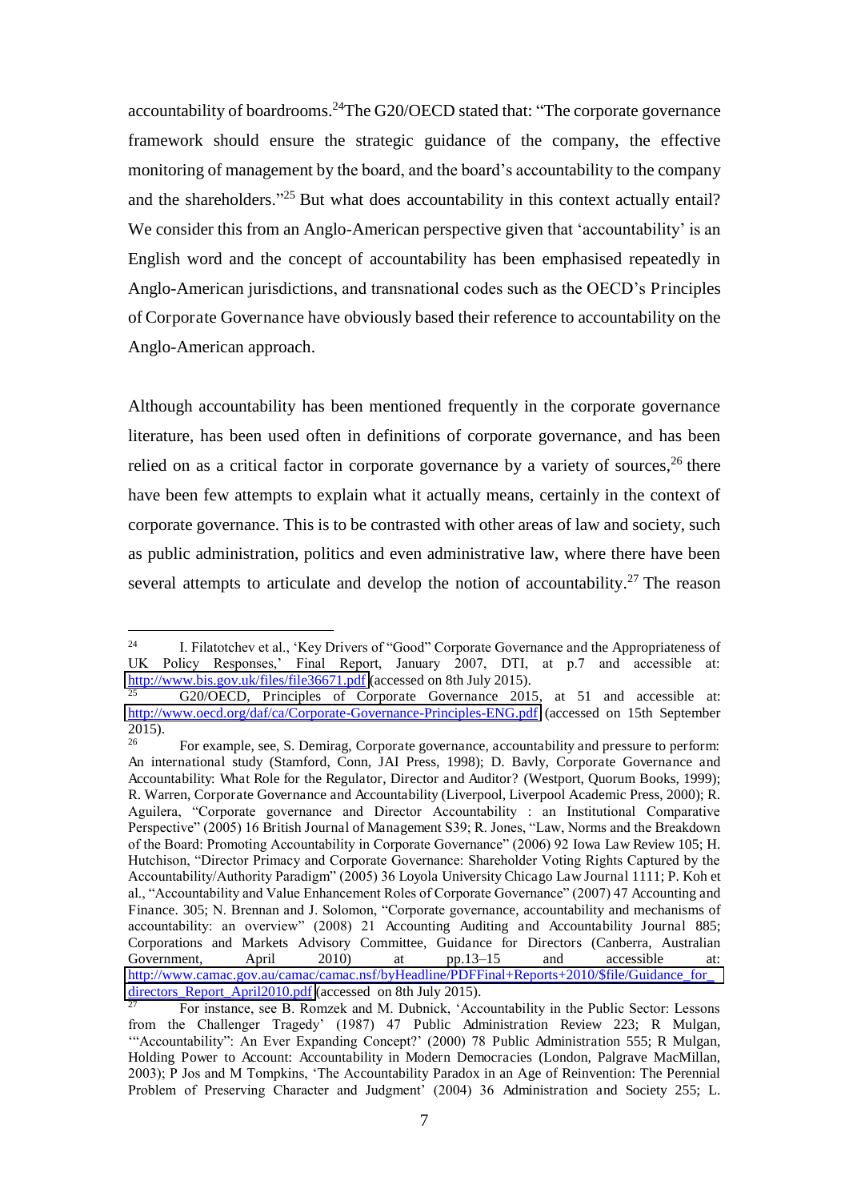accountability of boardrooms.[24]The G20/OECD stated that: "The corporate governance framework should ensure the strategic guidance of the company, the effective monitoring of management by the board, and the board's accountability to the company and the shareholders."[25] But what does accountability in this context actually entail? We consider this from an Anglo-American perspective given that 'accountability' is an English word and the concept of accountability has been emphasised repeatedly in Anglo-American jurisdictions, and transnational codes such as the OECD's Principles of Corporate Governance have obviously based their reference to accountability on the Anglo-American approach.

Although accountability has been mentioned frequently in the corporate governance literature, has been used often in definitions of corporate governance, and has been relied on as a critical factor in corporate governance by a variety of sources,[26] there have been few attempts to explain what it actually means, certainly in the context of corporate governance. This is to be contrasted with other areas of law and society, such as public administration, politics and even administrative law, where there have been several attempts to articulate and develop the notion of accountability.[27] The reason

---

[24] I. Filatotchev et al., 'Key Drivers of "Good" Corporate Governance and the Appropriateness of UK Policy Responses,' Final Report, January 2007, DTI, at p.7 and accessible at: http://www.bis.gov.uk/files/file36671.pdf (accessed on 8th July 2015).

[25] G20/OECD, Principles of Corporate Governance 2015, at 51 and accessible at: http://www.oecd.org/daf/ca/Corporate-Governance-Principles-ENG.pdf (accessed on 15th September 2015).

[26] For example, see, S. Demirag, Corporate governance, accountability and pressure to perform: An international study (Stamford, Conn, JAI Press, 1998); D. Bavly, Corporate Governance and Accountability: What Role for the Regulator, Director and Auditor? (Westport, Quorum Books, 1999); R. Warren, Corporate Governance and Accountability (Liverpool, Liverpool Academic Press, 2000); R. Aguilera, "Corporate governance and Director Accountability : an Institutional Comparative Perspective" (2005) 16 British Journal of Management S39; R. Jones, "Law, Norms and the Breakdown of the Board: Promoting Accountability in Corporate Governance" (2006) 92 Iowa Law Review 105; H. Hutchison, "Director Primacy and Corporate Governance: Shareholder Voting Rights Captured by the Accountability/Authority Paradigm" (2005) 36 Loyola University Chicago Law Journal 1111; P. Koh et al., "Accountability and Value Enhancement Roles of Corporate Governance" (2007) 47 Accounting and Finance. 305; N. Brennan and J. Solomon, "Corporate governance, accountability and mechanisms of accountability: an overview" (2008) 21 Accounting Auditing and Accountability Journal 885; Corporations and Markets Advisory Committee, Guidance for Directors (Canberra, Australian Government, April 2010) at pp.13–15 and accessible at: http://www.camac.gov.au/camac/camac.nsf/byHeadline/PDFFinal+Reports+2010/$file/Guidance_for_directors_Report_April2010.pdf (accessed on 8th July 2015).

[27] For instance, see B. Romzek and M. Dubnick, 'Accountability in the Public Sector: Lessons from the Challenger Tragedy' (1987) 47 Public Administration Review 223; R Mulgan, '"Accountability": An Ever Expanding Concept?' (2000) 78 Public Administration 555; R Mulgan, Holding Power to Account: Accountability in Modern Democracies (London, Palgrave MacMillan, 2003); P Jos and M Tompkins, 'The Accountability Paradox in an Age of Reinvention: The Perennial Problem of Preserving Character and Judgment' (2004) 36 Administration and Society 255; L.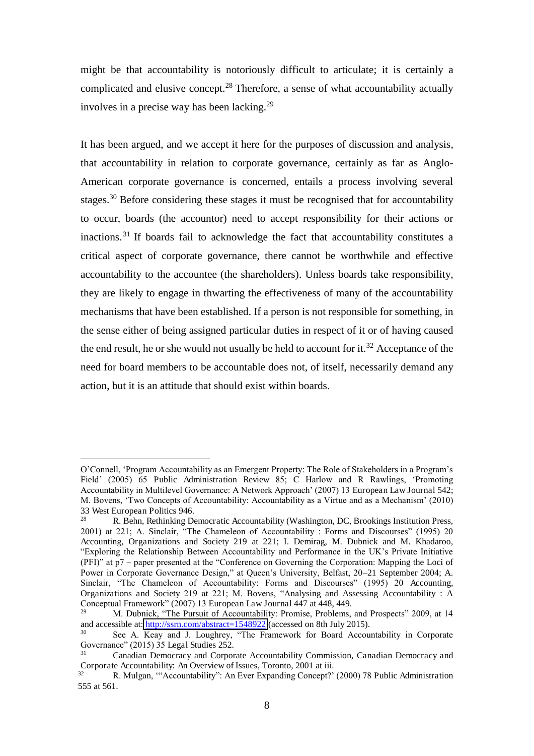might be that accountability is notoriously difficult to articulate; it is certainly a complicated and elusive concept.[28] Therefore, a sense of what accountability actually involves in a precise way has been lacking.[29]

It has been argued, and we accept it here for the purposes of discussion and analysis, that accountability in relation to corporate governance, certainly as far as Anglo-American corporate governance is concerned, entails a process involving several stages.[30] Before considering these stages it must be recognised that for accountability to occur, boards (the accountor) need to accept responsibility for their actions or inactions.[31] If boards fail to acknowledge the fact that accountability constitutes a critical aspect of corporate governance, there cannot be worthwhile and effective accountability to the accountee (the shareholders). Unless boards take responsibility, they are likely to engage in thwarting the effectiveness of many of the accountability mechanisms that have been established. If a person is not responsible for something, in the sense either of being assigned particular duties in respect of it or of having caused the end result, he or she would not usually be held to account for it.[32] Acceptance of the need for board members to be accountable does not, of itself, necessarily demand any action, but it is an attitude that should exist within boards.

---

O'Connell, 'Program Accountability as an Emergent Property: The Role of Stakeholders in a Program's Field' (2005) 65 Public Administration Review 85; C Harlow and R Rawlings, 'Promoting Accountability in Multilevel Governance: A Network Approach' (2007) 13 European Law Journal 542; M. Bovens, 'Two Concepts of Accountability: Accountability as a Virtue and as a Mechanism' (2010) 33 West European Politics 946.

[28] R. Behn, Rethinking Democratic Accountability (Washington, DC, Brookings Institution Press, 2001) at 221; A. Sinclair, "The Chameleon of Accountability : Forms and Discourses" (1995) 20 Accounting, Organizations and Society 219 at 221; I. Demirag, M. Dubnick and M. Khadaroo, "Exploring the Relationship Between Accountability and Performance in the UK's Private Initiative (PFI)" at p7 – paper presented at the "Conference on Governing the Corporation: Mapping the Loci of Power in Corporate Governance Design," at Queen's University, Belfast, 20–21 September 2004; A. Sinclair, "The Chameleon of Accountability: Forms and Discourses" (1995) 20 Accounting, Organizations and Society 219 at 221; M. Bovens, "Analysing and Assessing Accountability : A Conceptual Framework" (2007) 13 European Law Journal 447 at 448, 449.

[29] M. Dubnick, "The Pursuit of Accountability: Promise, Problems, and Prospects" 2009, at 14 and accessible at: http://ssrn.com/abstract=1548922 (accessed on 8th July 2015).

[30] See A. Keay and J. Loughrey, "The Framework for Board Accountability in Corporate Governance" (2015) 35 Legal Studies 252.

[31] Canadian Democracy and Corporate Accountability Commission, Canadian Democracy and Corporate Accountability: An Overview of Issues, Toronto, 2001 at iii.

[32] R. Mulgan, '"Accountability": An Ever Expanding Concept?' (2000) 78 Public Administration 555 at 561.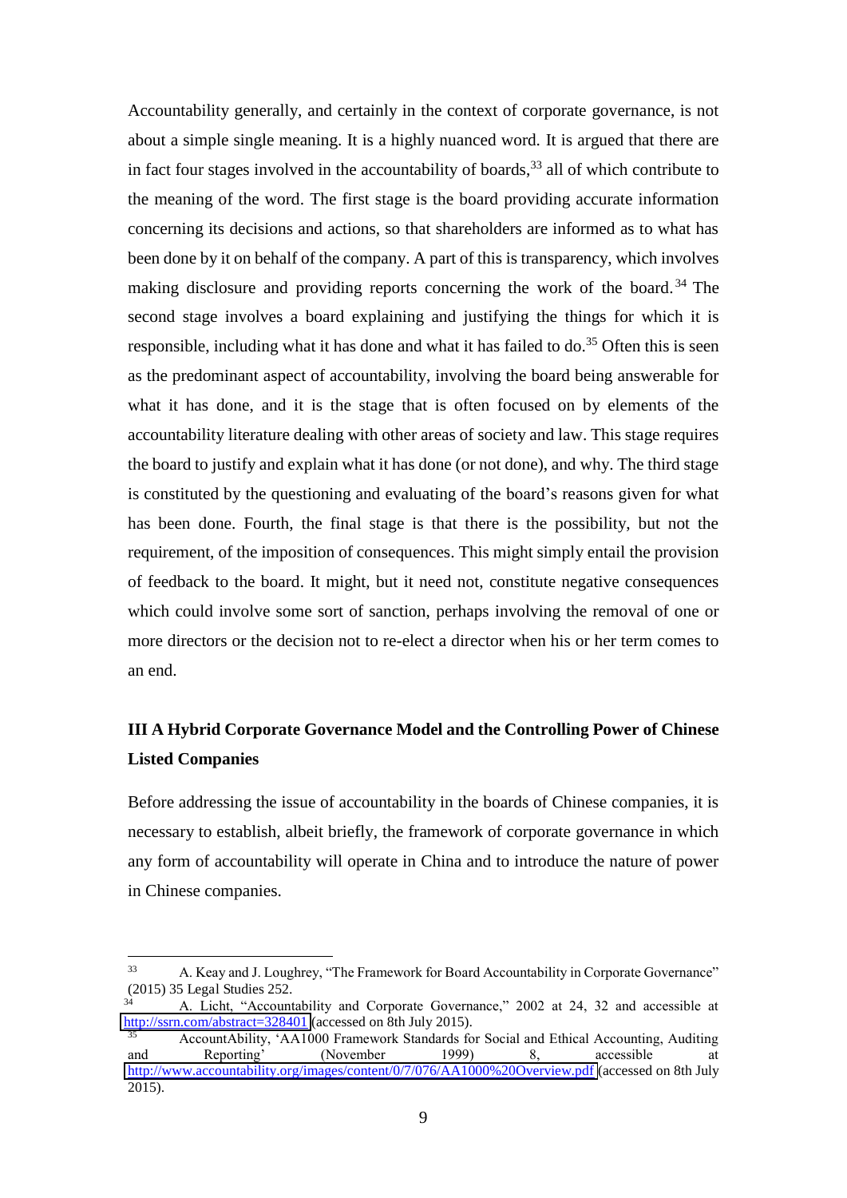Accountability generally, and certainly in the context of corporate governance, is not about a simple single meaning. It is a highly nuanced word. It is argued that there are in fact four stages involved in the accountability of boards,[33] all of which contribute to the meaning of the word. The first stage is the board providing accurate information concerning its decisions and actions, so that shareholders are informed as to what has been done by it on behalf of the company. A part of this is transparency, which involves making disclosure and providing reports concerning the work of the board.[34] The second stage involves a board explaining and justifying the things for which it is responsible, including what it has done and what it has failed to do.[35] Often this is seen as the predominant aspect of accountability, involving the board being answerable for what it has done, and it is the stage that is often focused on by elements of the accountability literature dealing with other areas of society and law. This stage requires the board to justify and explain what it has done (or not done), and why. The third stage is constituted by the questioning and evaluating of the board's reasons given for what has been done. Fourth, the final stage is that there is the possibility, but not the requirement, of the imposition of consequences. This might simply entail the provision of feedback to the board. It might, but it need not, constitute negative consequences which could involve some sort of sanction, perhaps involving the removal of one or more directors or the decision not to re-elect a director when his or her term comes to an end.

## III A Hybrid Corporate Governance Model and the Controlling Power of Chinese Listed Companies

Before addressing the issue of accountability in the boards of Chinese companies, it is necessary to establish, albeit briefly, the framework of corporate governance in which any form of accountability will operate in China and to introduce the nature of power in Chinese companies.

---

[33] A. Keay and J. Loughrey, "The Framework for Board Accountability in Corporate Governance" (2015) 35 Legal Studies 252.

[34] A. Licht, "Accountability and Corporate Governance," 2002 at 24, 32 and accessible at http://ssrn.com/abstract=328401 (accessed on 8th July 2015).

[35] AccountAbility, 'AA1000 Framework Standards for Social and Ethical Accounting, Auditing and Reporting' (November 1999) 8, accessible at http://www.accountability.org/images/content/0/7/076/AA1000%20Overview.pdf (accessed on 8th July 2015).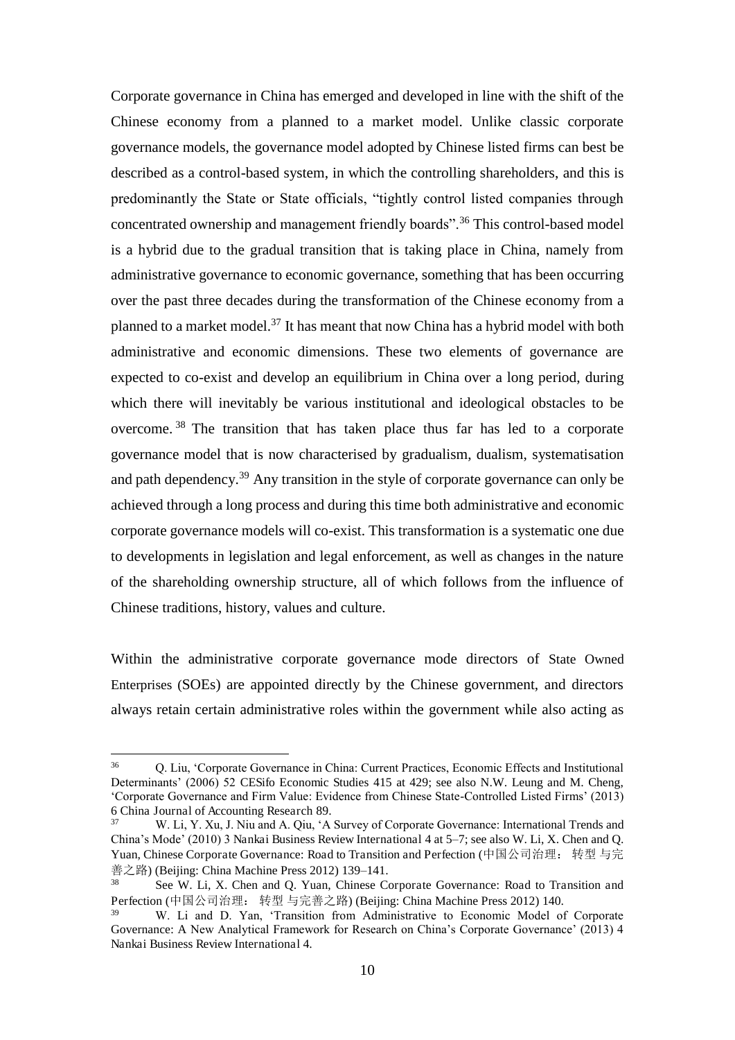Corporate governance in China has emerged and developed in line with the shift of the Chinese economy from a planned to a market model. Unlike classic corporate governance models, the governance model adopted by Chinese listed firms can best be described as a control-based system, in which the controlling shareholders, and this is predominantly the State or State officials, "tightly control listed companies through concentrated ownership and management friendly boards".[36] This control-based model is a hybrid due to the gradual transition that is taking place in China, namely from administrative governance to economic governance, something that has been occurring over the past three decades during the transformation of the Chinese economy from a planned to a market model.[37] It has meant that now China has a hybrid model with both administrative and economic dimensions. These two elements of governance are expected to co-exist and develop an equilibrium in China over a long period, during which there will inevitably be various institutional and ideological obstacles to be overcome.[38] The transition that has taken place thus far has led to a corporate governance model that is now characterised by gradualism, dualism, systematisation and path dependency.[39] Any transition in the style of corporate governance can only be achieved through a long process and during this time both administrative and economic corporate governance models will co-exist. This transformation is a systematic one due to developments in legislation and legal enforcement, as well as changes in the nature of the shareholding ownership structure, all of which follows from the influence of Chinese traditions, history, values and culture.

Within the administrative corporate governance mode directors of State Owned Enterprises (SOEs) are appointed directly by the Chinese government, and directors always retain certain administrative roles within the government while also acting as

---

[36] Q. Liu, 'Corporate Governance in China: Current Practices, Economic Effects and Institutional Determinants' (2006) 52 CESifo Economic Studies 415 at 429; see also N.W. Leung and M. Cheng, 'Corporate Governance and Firm Value: Evidence from Chinese State-Controlled Listed Firms' (2013) 6 China Journal of Accounting Research 89.

[37] W. Li, Y. Xu, J. Niu and A. Qiu, 'A Survey of Corporate Governance: International Trends and China's Mode' (2010) 3 Nankai Business Review International 4 at 5–7; see also W. Li, X. Chen and Q. Yuan, Chinese Corporate Governance: Road to Transition and Perfection (中国公司治理： 转型 与完善之路) (Beijing: China Machine Press 2012) 139–141.

[38] See W. Li, X. Chen and Q. Yuan, Chinese Corporate Governance: Road to Transition and Perfection (中国公司治理： 转型 与完善之路) (Beijing: China Machine Press 2012) 140.

[39] W. Li and D. Yan, 'Transition from Administrative to Economic Model of Corporate Governance: A New Analytical Framework for Research on China's Corporate Governance' (2013) 4 Nankai Business Review International 4.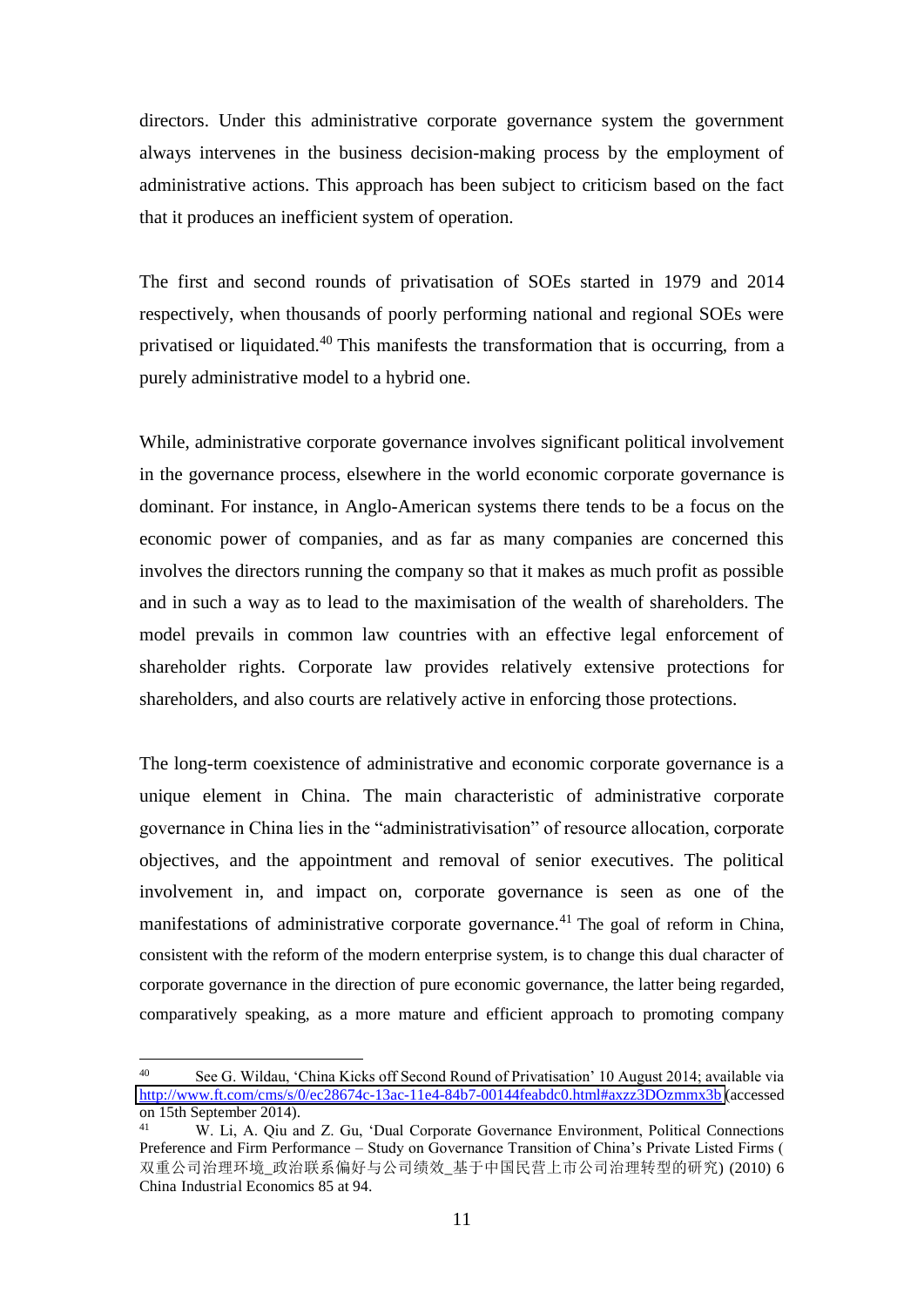directors. Under this administrative corporate governance system the government always intervenes in the business decision-making process by the employment of administrative actions. This approach has been subject to criticism based on the fact that it produces an inefficient system of operation.

The first and second rounds of privatisation of SOEs started in 1979 and 2014 respectively, when thousands of poorly performing national and regional SOEs were privatised or liquidated.[40] This manifests the transformation that is occurring, from a purely administrative model to a hybrid one.

While, administrative corporate governance involves significant political involvement in the governance process, elsewhere in the world economic corporate governance is dominant. For instance, in Anglo-American systems there tends to be a focus on the economic power of companies, and as far as many companies are concerned this involves the directors running the company so that it makes as much profit as possible and in such a way as to lead to the maximisation of the wealth of shareholders. The model prevails in common law countries with an effective legal enforcement of shareholder rights. Corporate law provides relatively extensive protections for shareholders, and also courts are relatively active in enforcing those protections.

The long-term coexistence of administrative and economic corporate governance is a unique element in China. The main characteristic of administrative corporate governance in China lies in the "administrativisation" of resource allocation, corporate objectives, and the appointment and removal of senior executives. The political involvement in, and impact on, corporate governance is seen as one of the manifestations of administrative corporate governance.[41] The goal of reform in China, consistent with the reform of the modern enterprise system, is to change this dual character of corporate governance in the direction of pure economic governance, the latter being regarded, comparatively speaking, as a more mature and efficient approach to promoting company

---

[40] See G. Wildau, 'China Kicks off Second Round of Privatisation' 10 August 2014; available via http://www.ft.com/cms/s/0/ec28674c-13ac-11e4-84b7-00144feabdc0.html#axzz3DOzmmx3b (accessed on 15th September 2014).

[41] W. Li, A. Qiu and Z. Gu, 'Dual Corporate Governance Environment, Political Connections Preference and Firm Performance – Study on Governance Transition of China's Private Listed Firms (双重公司治理环境_政治联系偏好与公司绩效_基于中国民营上市公司治理转型的研究) (2010) 6 China Industrial Economics 85 at 94.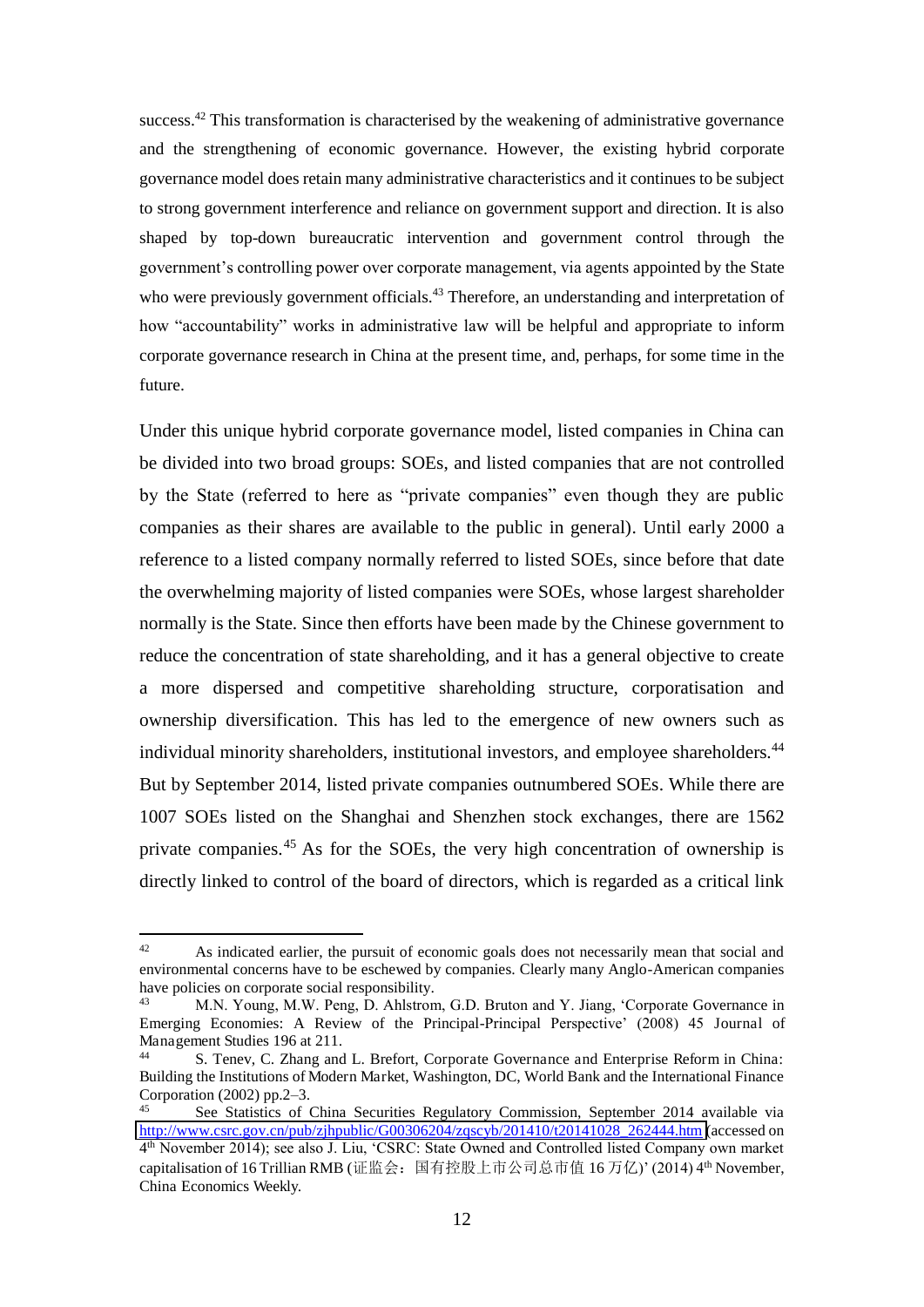success.[42] This transformation is characterised by the weakening of administrative governance and the strengthening of economic governance. However, the existing hybrid corporate governance model does retain many administrative characteristics and it continues to be subject to strong government interference and reliance on government support and direction. It is also shaped by top-down bureaucratic intervention and government control through the government's controlling power over corporate management, via agents appointed by the State who were previously government officials.[43] Therefore, an understanding and interpretation of how "accountability" works in administrative law will be helpful and appropriate to inform corporate governance research in China at the present time, and, perhaps, for some time in the future.

Under this unique hybrid corporate governance model, listed companies in China can be divided into two broad groups: SOEs, and listed companies that are not controlled by the State (referred to here as "private companies" even though they are public companies as their shares are available to the public in general). Until early 2000 a reference to a listed company normally referred to listed SOEs, since before that date the overwhelming majority of listed companies were SOEs, whose largest shareholder normally is the State. Since then efforts have been made by the Chinese government to reduce the concentration of state shareholding, and it has a general objective to create a more dispersed and competitive shareholding structure, corporatisation and ownership diversification. This has led to the emergence of new owners such as individual minority shareholders, institutional investors, and employee shareholders.[44] But by September 2014, listed private companies outnumbered SOEs. While there are 1007 SOEs listed on the Shanghai and Shenzhen stock exchanges, there are 1562 private companies.[45] As for the SOEs, the very high concentration of ownership is directly linked to control of the board of directors, which is regarded as a critical link

---

[42] As indicated earlier, the pursuit of economic goals does not necessarily mean that social and environmental concerns have to be eschewed by companies. Clearly many Anglo-American companies have policies on corporate social responsibility.

[43] M.N. Young, M.W. Peng, D. Ahlstrom, G.D. Bruton and Y. Jiang, 'Corporate Governance in Emerging Economies: A Review of the Principal-Principal Perspective' (2008) 45 Journal of Management Studies 196 at 211.

[44] S. Tenev, C. Zhang and L. Brefort, Corporate Governance and Enterprise Reform in China: Building the Institutions of Modern Market, Washington, DC, World Bank and the International Finance Corporation (2002) pp.2–3.

[45] See Statistics of China Securities Regulatory Commission, September 2014 available via http://www.csrc.gov.cn/pub/zjhpublic/G00306204/zqscyb/201410/t20141028_262444.htm (accessed on 4th November 2014); see also J. Liu, 'CSRC: State Owned and Controlled listed Company own market capitalisation of 16 Trillian RMB (证监会：国有控股上市公司总市值 16 万亿)' (2014) 4th November, China Economics Weekly.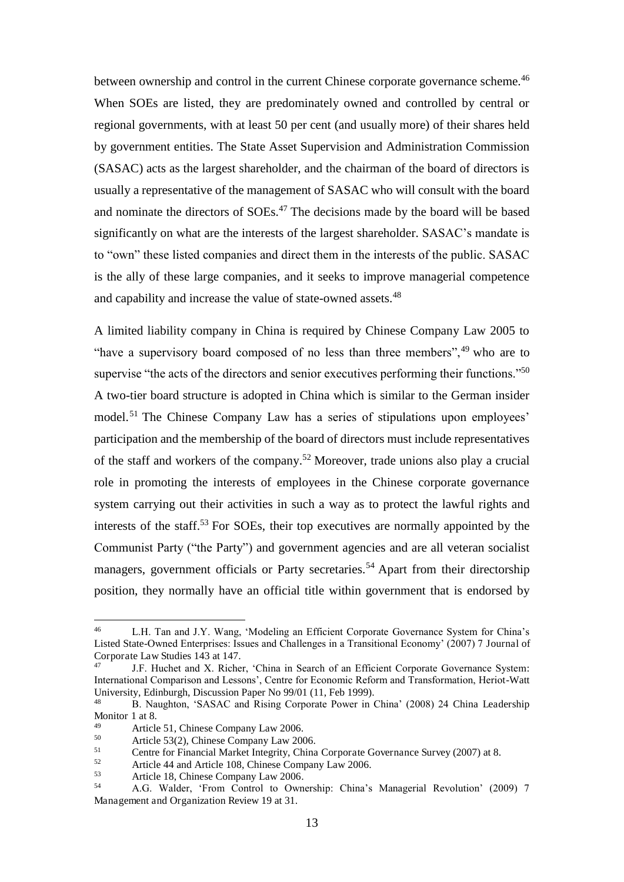between ownership and control in the current Chinese corporate governance scheme.[46] When SOEs are listed, they are predominately owned and controlled by central or regional governments, with at least 50 per cent (and usually more) of their shares held by government entities. The State Asset Supervision and Administration Commission (SASAC) acts as the largest shareholder, and the chairman of the board of directors is usually a representative of the management of SASAC who will consult with the board and nominate the directors of SOEs.[47] The decisions made by the board will be based significantly on what are the interests of the largest shareholder. SASAC's mandate is to "own" these listed companies and direct them in the interests of the public. SASAC is the ally of these large companies, and it seeks to improve managerial competence and capability and increase the value of state-owned assets.[48]

A limited liability company in China is required by Chinese Company Law 2005 to "have a supervisory board composed of no less than three members",[49] who are to supervise "the acts of the directors and senior executives performing their functions."[50] A two-tier board structure is adopted in China which is similar to the German insider model.[51] The Chinese Company Law has a series of stipulations upon employees' participation and the membership of the board of directors must include representatives of the staff and workers of the company.[52] Moreover, trade unions also play a crucial role in promoting the interests of employees in the Chinese corporate governance system carrying out their activities in such a way as to protect the lawful rights and interests of the staff.[53] For SOEs, their top executives are normally appointed by the Communist Party ("the Party") and government agencies and are all veteran socialist managers, government officials or Party secretaries.[54] Apart from their directorship position, they normally have an official title within government that is endorsed by

---

[46] L.H. Tan and J.Y. Wang, 'Modeling an Efficient Corporate Governance System for China's Listed State-Owned Enterprises: Issues and Challenges in a Transitional Economy' (2007) 7 Journal of Corporate Law Studies 143 at 147.

[47] J.F. Huchet and X. Richer, 'China in Search of an Efficient Corporate Governance System: International Comparison and Lessons', Centre for Economic Reform and Transformation, Heriot-Watt University, Edinburgh, Discussion Paper No 99/01 (11, Feb 1999).

[48] B. Naughton, 'SASAC and Rising Corporate Power in China' (2008) 24 China Leadership Monitor 1 at 8.

[49] Article 51, Chinese Company Law 2006.

[50] Article 53(2), Chinese Company Law 2006.

[51] Centre for Financial Market Integrity, China Corporate Governance Survey (2007) at 8.

[52] Article 44 and Article 108, Chinese Company Law 2006.

[53] Article 18, Chinese Company Law 2006.

[54] A.G. Walder, 'From Control to Ownership: China's Managerial Revolution' (2009) 7 Management and Organization Review 19 at 31.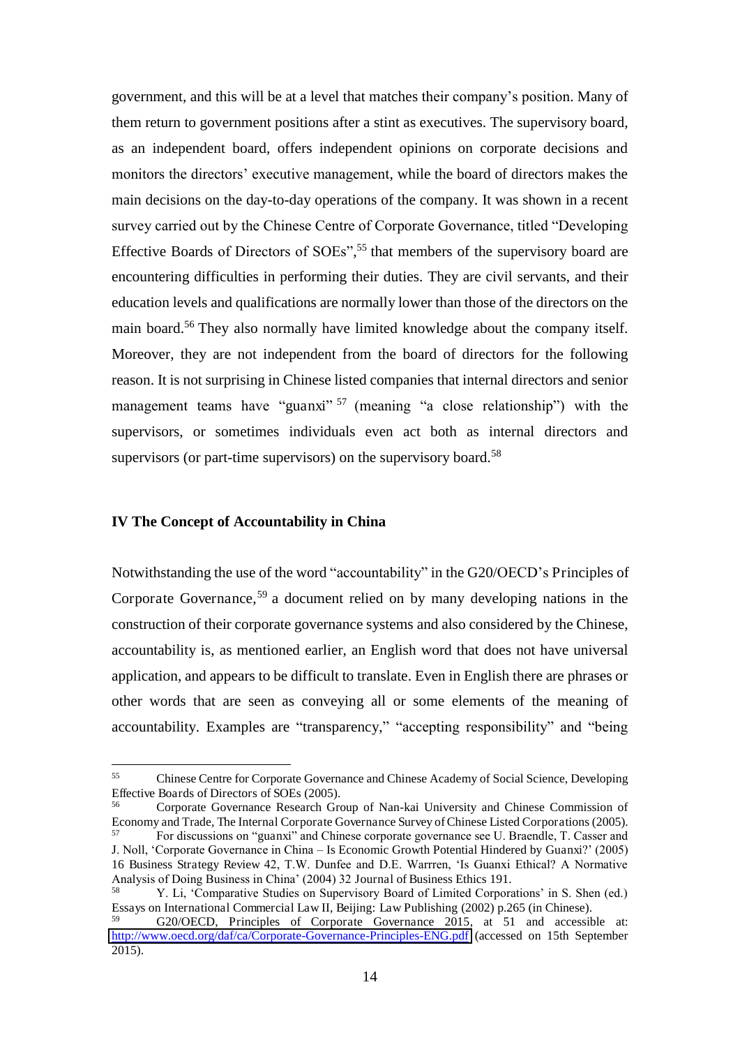government, and this will be at a level that matches their company's position. Many of them return to government positions after a stint as executives. The supervisory board, as an independent board, offers independent opinions on corporate decisions and monitors the directors' executive management, while the board of directors makes the main decisions on the day-to-day operations of the company. It was shown in a recent survey carried out by the Chinese Centre of Corporate Governance, titled "Developing Effective Boards of Directors of SOEs",[55] that members of the supervisory board are encountering difficulties in performing their duties. They are civil servants, and their education levels and qualifications are normally lower than those of the directors on the main board.[56] They also normally have limited knowledge about the company itself. Moreover, they are not independent from the board of directors for the following reason. It is not surprising in Chinese listed companies that internal directors and senior management teams have "guanxi" [57] (meaning "a close relationship") with the supervisors, or sometimes individuals even act both as internal directors and supervisors (or part-time supervisors) on the supervisory board.[58]

## IV The Concept of Accountability in China

Notwithstanding the use of the word "accountability" in the G20/OECD's Principles of Corporate Governance,[59] a document relied on by many developing nations in the construction of their corporate governance systems and also considered by the Chinese, accountability is, as mentioned earlier, an English word that does not have universal application, and appears to be difficult to translate. Even in English there are phrases or other words that are seen as conveying all or some elements of the meaning of accountability. Examples are "transparency," "accepting responsibility" and "being

---

[55] Chinese Centre for Corporate Governance and Chinese Academy of Social Science, Developing Effective Boards of Directors of SOEs (2005).

[56] Corporate Governance Research Group of Nan-kai University and Chinese Commission of Economy and Trade, The Internal Corporate Governance Survey of Chinese Listed Corporations (2005).

[57] For discussions on "guanxi" and Chinese corporate governance see U. Braendle, T. Casser and J. Noll, 'Corporate Governance in China – Is Economic Growth Potential Hindered by Guanxi?' (2005) 16 Business Strategy Review 42, T.W. Dunfee and D.E. Warrren, 'Is Guanxi Ethical? A Normative Analysis of Doing Business in China' (2004) 32 Journal of Business Ethics 191.

[58] Y. Li, 'Comparative Studies on Supervisory Board of Limited Corporations' in S. Shen (ed.) Essays on International Commercial Law II, Beijing: Law Publishing (2002) p.265 (in Chinese).

[59] G20/OECD, Principles of Corporate Governance 2015, at 51 and accessible at: http://www.oecd.org/daf/ca/Corporate-Governance-Principles-ENG.pdf (accessed on 15th September 2015).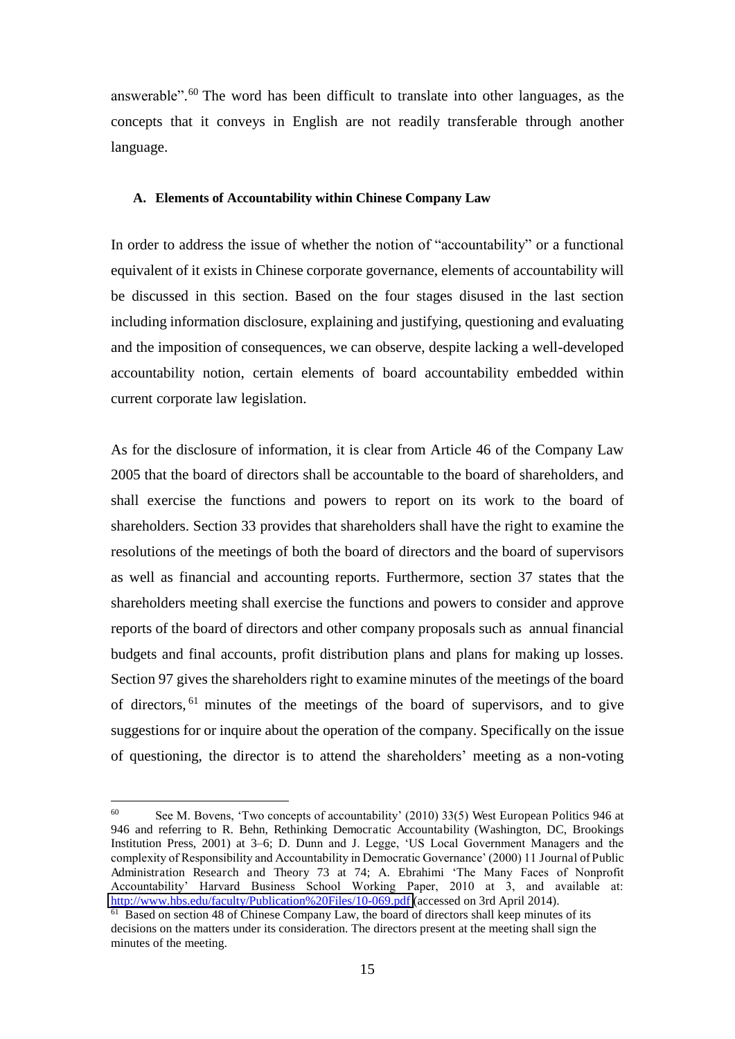answerable".[60] The word has been difficult to translate into other languages, as the concepts that it conveys in English are not readily transferable through another language.

### A. Elements of Accountability within Chinese Company Law

In order to address the issue of whether the notion of "accountability" or a functional equivalent of it exists in Chinese corporate governance, elements of accountability will be discussed in this section. Based on the four stages disused in the last section including information disclosure, explaining and justifying, questioning and evaluating and the imposition of consequences, we can observe, despite lacking a well-developed accountability notion, certain elements of board accountability embedded within current corporate law legislation.

As for the disclosure of information, it is clear from Article 46 of the Company Law 2005 that the board of directors shall be accountable to the board of shareholders, and shall exercise the functions and powers to report on its work to the board of shareholders. Section 33 provides that shareholders shall have the right to examine the resolutions of the meetings of both the board of directors and the board of supervisors as well as financial and accounting reports. Furthermore, section 37 states that the shareholders meeting shall exercise the functions and powers to consider and approve reports of the board of directors and other company proposals such as annual financial budgets and final accounts, profit distribution plans and plans for making up losses. Section 97 gives the shareholders right to examine minutes of the meetings of the board of directors,[61] minutes of the meetings of the board of supervisors, and to give suggestions for or inquire about the operation of the company. Specifically on the issue of questioning, the director is to attend the shareholders' meeting as a non-voting

---

[60] See M. Bovens, 'Two concepts of accountability' (2010) 33(5) West European Politics 946 at 946 and referring to R. Behn, Rethinking Democratic Accountability (Washington, DC, Brookings Institution Press, 2001) at 3–6; D. Dunn and J. Legge, 'US Local Government Managers and the complexity of Responsibility and Accountability in Democratic Governance' (2000) 11 Journal of Public Administration Research and Theory 73 at 74; A. Ebrahimi 'The Many Faces of Nonprofit Accountability' Harvard Business School Working Paper, 2010 at 3, and available at: http://www.hbs.edu/faculty/Publication%20Files/10-069.pdf (accessed on 3rd April 2014).

[61] Based on section 48 of Chinese Company Law, the board of directors shall keep minutes of its decisions on the matters under its consideration. The directors present at the meeting shall sign the minutes of the meeting.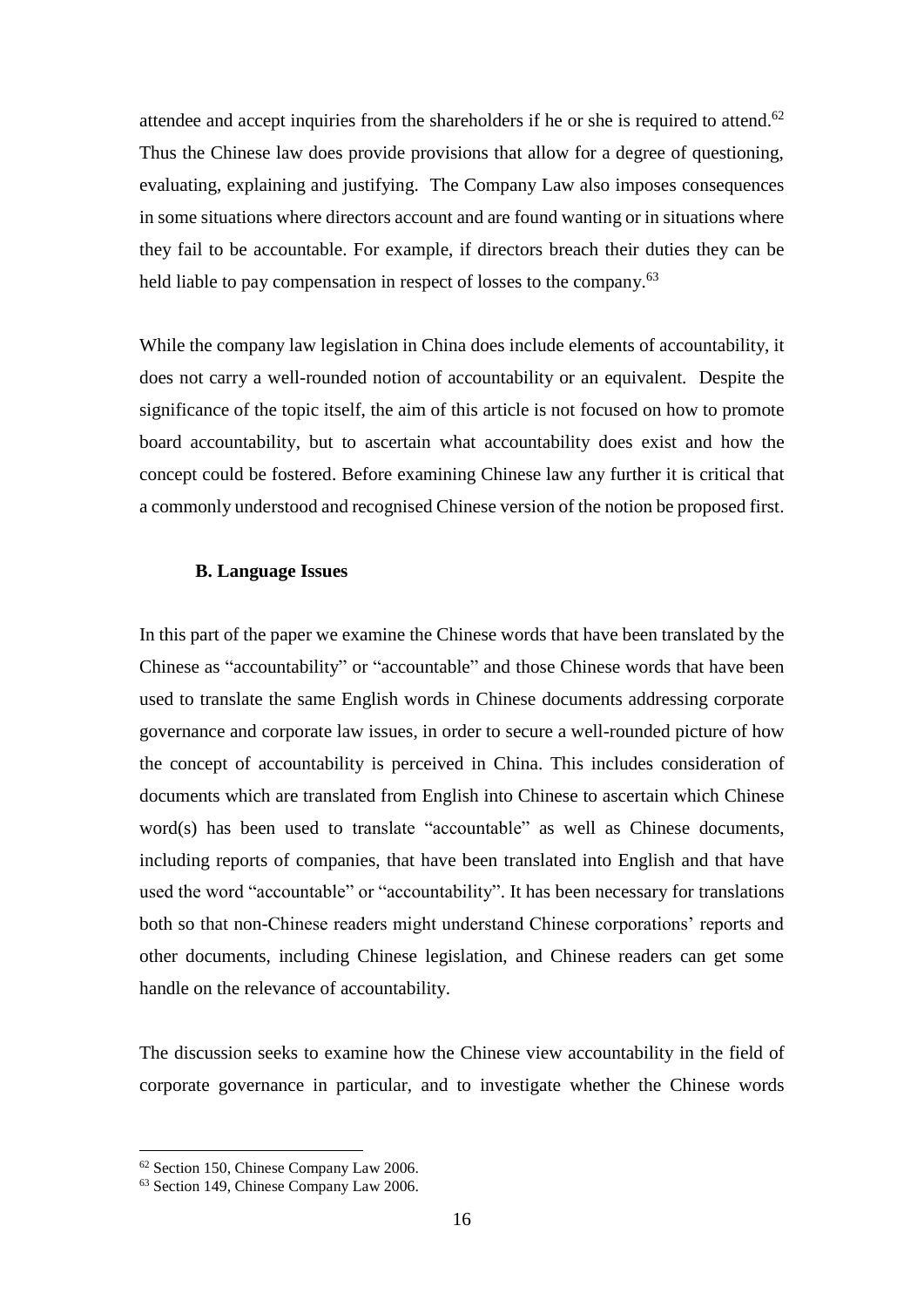attendee and accept inquiries from the shareholders if he or she is required to attend.[62] Thus the Chinese law does provide provisions that allow for a degree of questioning, evaluating, explaining and justifying. The Company Law also imposes consequences in some situations where directors account and are found wanting or in situations where they fail to be accountable. For example, if directors breach their duties they can be held liable to pay compensation in respect of losses to the company.[63]

While the company law legislation in China does include elements of accountability, it does not carry a well-rounded notion of accountability or an equivalent. Despite the significance of the topic itself, the aim of this article is not focused on how to promote board accountability, but to ascertain what accountability does exist and how the concept could be fostered. Before examining Chinese law any further it is critical that a commonly understood and recognised Chinese version of the notion be proposed first.

### B. Language Issues

In this part of the paper we examine the Chinese words that have been translated by the Chinese as "accountability" or "accountable" and those Chinese words that have been used to translate the same English words in Chinese documents addressing corporate governance and corporate law issues, in order to secure a well-rounded picture of how the concept of accountability is perceived in China. This includes consideration of documents which are translated from English into Chinese to ascertain which Chinese word(s) has been used to translate "accountable" as well as Chinese documents, including reports of companies, that have been translated into English and that have used the word "accountable" or "accountability". It has been necessary for translations both so that non-Chinese readers might understand Chinese corporations' reports and other documents, including Chinese legislation, and Chinese readers can get some handle on the relevance of accountability.

The discussion seeks to examine how the Chinese view accountability in the field of corporate governance in particular, and to investigate whether the Chinese words

[62] Section 150, Chinese Company Law 2006.

[63] Section 149, Chinese Company Law 2006.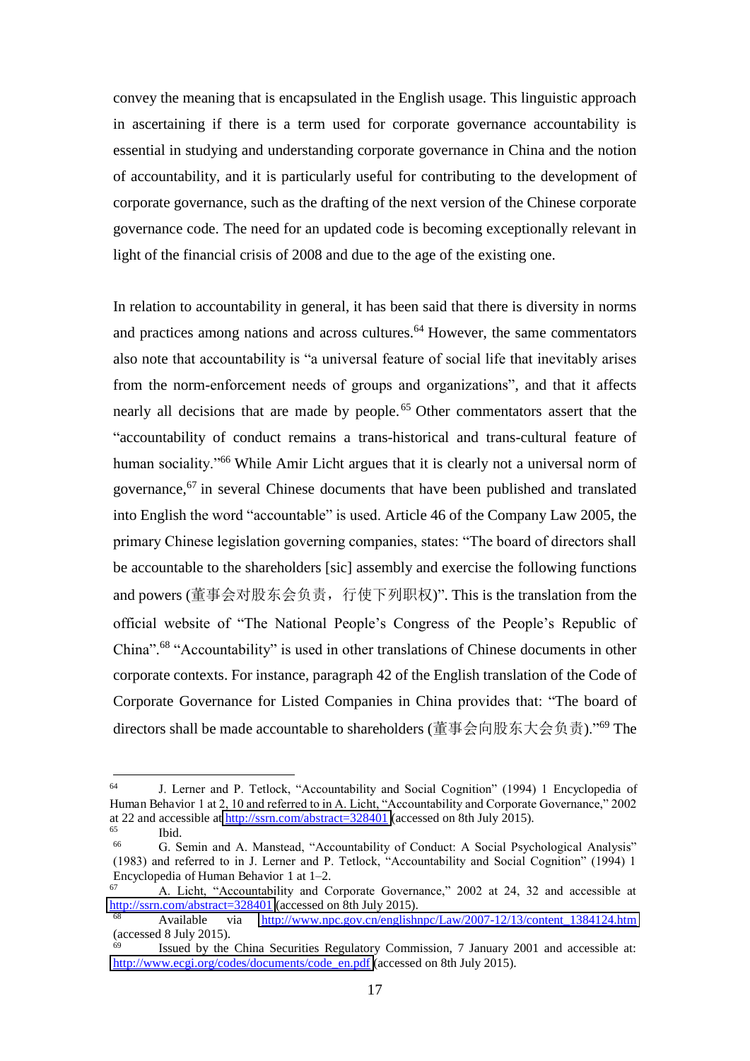convey the meaning that is encapsulated in the English usage. This linguistic approach in ascertaining if there is a term used for corporate governance accountability is essential in studying and understanding corporate governance in China and the notion of accountability, and it is particularly useful for contributing to the development of corporate governance, such as the drafting of the next version of the Chinese corporate governance code. The need for an updated code is becoming exceptionally relevant in light of the financial crisis of 2008 and due to the age of the existing one.

In relation to accountability in general, it has been said that there is diversity in norms and practices among nations and across cultures.[64] However, the same commentators also note that accountability is "a universal feature of social life that inevitably arises from the norm-enforcement needs of groups and organizations", and that it affects nearly all decisions that are made by people.[65] Other commentators assert that the "accountability of conduct remains a trans-historical and trans-cultural feature of human sociality."[66] While Amir Licht argues that it is clearly not a universal norm of governance,[67] in several Chinese documents that have been published and translated into English the word "accountable" is used. Article 46 of the Company Law 2005, the primary Chinese legislation governing companies, states: "The board of directors shall be accountable to the shareholders [sic] assembly and exercise the following functions and powers (董事会对股东会负责，行使下列职权)". This is the translation from the official website of "The National People's Congress of the People's Republic of China".[68] "Accountability" is used in other translations of Chinese documents in other corporate contexts. For instance, paragraph 42 of the English translation of the Code of Corporate Governance for Listed Companies in China provides that: "The board of directors shall be made accountable to shareholders (董事会向股东大会负责)."[69] The

---

[64] J. Lerner and P. Tetlock, "Accountability and Social Cognition" (1994) 1 Encyclopedia of Human Behavior 1 at 2, 10 and referred to in A. Licht, "Accountability and Corporate Governance," 2002 at 22 and accessible at http://ssrn.com/abstract=328401 (accessed on 8th July 2015).

[65] Ibid.

[66] G. Semin and A. Manstead, "Accountability of Conduct: A Social Psychological Analysis" (1983) and referred to in J. Lerner and P. Tetlock, "Accountability and Social Cognition" (1994) 1 Encyclopedia of Human Behavior 1 at 1–2.

[67] A. Licht, "Accountability and Corporate Governance," 2002 at 24, 32 and accessible at http://ssrn.com/abstract=328401 (accessed on 8th July 2015).

[68] Available via http://www.npc.gov.cn/englishnpc/Law/2007-12/13/content_1384124.htm (accessed 8 July 2015).

[69] Issued by the China Securities Regulatory Commission, 7 January 2001 and accessible at: http://www.ecgi.org/codes/documents/code_en.pdf (accessed on 8th July 2015).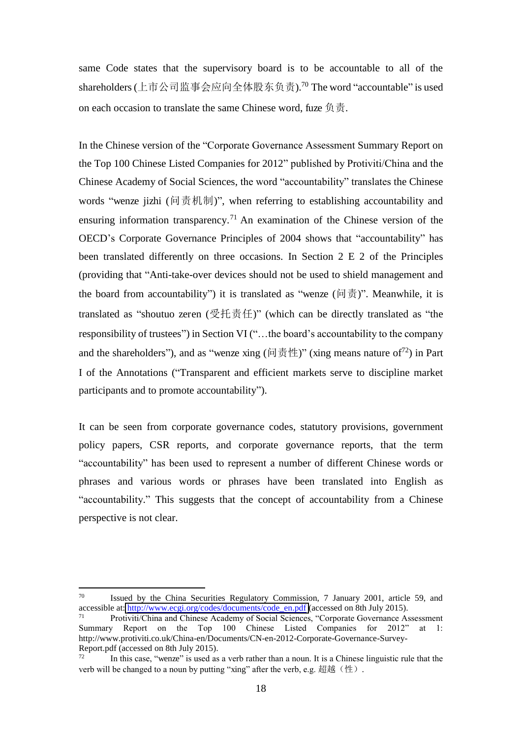same Code states that the supervisory board is to be accountable to all of the shareholders (上市公司监事会应向全体股东负责).[70] The word "accountable" is used on each occasion to translate the same Chinese word, fuze 负责.

In the Chinese version of the "Corporate Governance Assessment Summary Report on the Top 100 Chinese Listed Companies for 2012" published by Protiviti/China and the Chinese Academy of Social Sciences, the word "accountability" translates the Chinese words "wenze jizhi (问责机制)", when referring to establishing accountability and ensuring information transparency.[71] An examination of the Chinese version of the OECD's Corporate Governance Principles of 2004 shows that "accountability" has been translated differently on three occasions. In Section 2 E 2 of the Principles (providing that "Anti-take-over devices should not be used to shield management and the board from accountability") it is translated as "wenze (问责)". Meanwhile, it is translated as "shoutuo zeren (受托责任)" (which can be directly translated as "the responsibility of trustees") in Section VI ("…the board's accountability to the company and the shareholders"), and as "wenze xing (问责性)" (xing means nature of[72]) in Part I of the Annotations ("Transparent and efficient markets serve to discipline market participants and to promote accountability").

It can be seen from corporate governance codes, statutory provisions, government policy papers, CSR reports, and corporate governance reports, that the term "accountability" has been used to represent a number of different Chinese words or phrases and various words or phrases have been translated into English as "accountability." This suggests that the concept of accountability from a Chinese perspective is not clear.

---

[70] Issued by the China Securities Regulatory Commission, 7 January 2001, article 59, and accessible at: http://www.ecgi.org/codes/documents/code_en.pdf (accessed on 8th July 2015).

[71] Protiviti/China and Chinese Academy of Social Sciences, "Corporate Governance Assessment Summary Report on the Top 100 Chinese Listed Companies for 2012" at 1: http://www.protiviti.co.uk/China-en/Documents/CN-en-2012-Corporate-Governance-Survey-Report.pdf (accessed on 8th July 2015).

[72] In this case, "wenze" is used as a verb rather than a noun. It is a Chinese linguistic rule that the verb will be changed to a noun by putting "xing" after the verb, e.g. 超越（性）.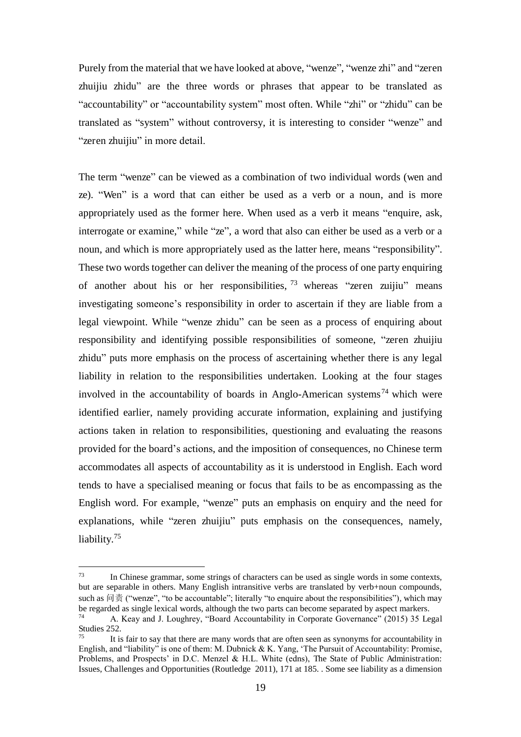Purely from the material that we have looked at above, "wenze", "wenze zhi" and "zeren zhuijiu zhidu" are the three words or phrases that appear to be translated as "accountability" or "accountability system" most often. While "zhi" or "zhidu" can be translated as "system" without controversy, it is interesting to consider "wenze" and "zeren zhuijiu" in more detail.

The term "wenze" can be viewed as a combination of two individual words (wen and ze). "Wen" is a word that can either be used as a verb or a noun, and is more appropriately used as the former here. When used as a verb it means "enquire, ask, interrogate or examine," while "ze", a word that also can either be used as a verb or a noun, and which is more appropriately used as the latter here, means "responsibility". These two words together can deliver the meaning of the process of one party enquiring of another about his or her responsibilities,[73] whereas "zeren zuijiu" means investigating someone's responsibility in order to ascertain if they are liable from a legal viewpoint. While "wenze zhidu" can be seen as a process of enquiring about responsibility and identifying possible responsibilities of someone, "zeren zhuijiu zhidu" puts more emphasis on the process of ascertaining whether there is any legal liability in relation to the responsibilities undertaken. Looking at the four stages involved in the accountability of boards in Anglo-American systems[74] which were identified earlier, namely providing accurate information, explaining and justifying actions taken in relation to responsibilities, questioning and evaluating the reasons provided for the board's actions, and the imposition of consequences, no Chinese term accommodates all aspects of accountability as it is understood in English. Each word tends to have a specialised meaning or focus that fails to be as encompassing as the English word. For example, "wenze" puts an emphasis on enquiry and the need for explanations, while "zeren zhuijiu" puts emphasis on the consequences, namely, liability.[75]

[73] In Chinese grammar, some strings of characters can be used as single words in some contexts, but are separable in others. Many English intransitive verbs are translated by verb+noun compounds, such as 问责 ("wenze", "to be accountable"; literally "to enquire about the responsibilities"), which may be regarded as single lexical words, although the two parts can become separated by aspect markers.

[74] A. Keay and J. Loughrey, "Board Accountability in Corporate Governance" (2015) 35 Legal Studies 252.

[75] It is fair to say that there are many words that are often seen as synonyms for accountability in English, and "liability" is one of them: M. Dubnick & K. Yang, 'The Pursuit of Accountability: Promise, Problems, and Prospects' in D.C. Menzel & H.L. White (edns), The State of Public Administration: Issues, Challenges and Opportunities (Routledge 2011), 171 at 185. . Some see liability as a dimension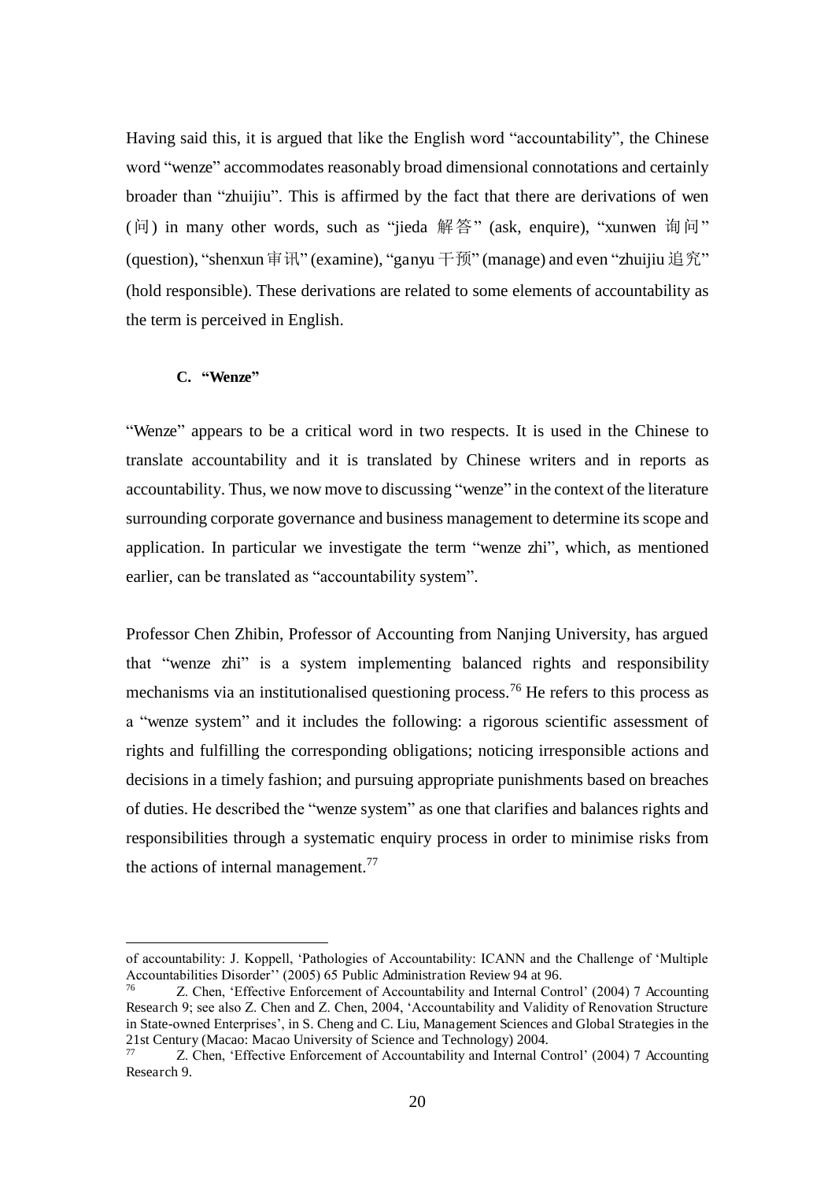Having said this, it is argued that like the English word "accountability", the Chinese word "wenze" accommodates reasonably broad dimensional connotations and certainly broader than "zhuijiu". This is affirmed by the fact that there are derivations of wen (问) in many other words, such as "jieda 解答" (ask, enquire), "xunwen 询问" (question), "shenxun 审讯" (examine), "ganyu 干预" (manage) and even "zhuijiu 追究" (hold responsible). These derivations are related to some elements of accountability as the term is perceived in English.

### C. "Wenze"

"Wenze" appears to be a critical word in two respects. It is used in the Chinese to translate accountability and it is translated by Chinese writers and in reports as accountability. Thus, we now move to discussing "wenze" in the context of the literature surrounding corporate governance and business management to determine its scope and application. In particular we investigate the term "wenze zhi", which, as mentioned earlier, can be translated as "accountability system".

Professor Chen Zhibin, Professor of Accounting from Nanjing University, has argued that "wenze zhi" is a system implementing balanced rights and responsibility mechanisms via an institutionalised questioning process.[76] He refers to this process as a "wenze system" and it includes the following: a rigorous scientific assessment of rights and fulfilling the corresponding obligations; noticing irresponsible actions and decisions in a timely fashion; and pursuing appropriate punishments based on breaches of duties. He described the "wenze system" as one that clarifies and balances rights and responsibilities through a systematic enquiry process in order to minimise risks from the actions of internal management.[77]

---

of accountability: J. Koppell, 'Pathologies of Accountability: ICANN and the Challenge of 'Multiple Accountabilities Disorder'' (2005) 65 Public Administration Review 94 at 96.

[76] Z. Chen, 'Effective Enforcement of Accountability and Internal Control' (2004) 7 Accounting Research 9; see also Z. Chen and Z. Chen, 2004, 'Accountability and Validity of Renovation Structure in State-owned Enterprises', in S. Cheng and C. Liu, Management Sciences and Global Strategies in the 21st Century (Macao: Macao University of Science and Technology) 2004.

[77] Z. Chen, 'Effective Enforcement of Accountability and Internal Control' (2004) 7 Accounting Research 9.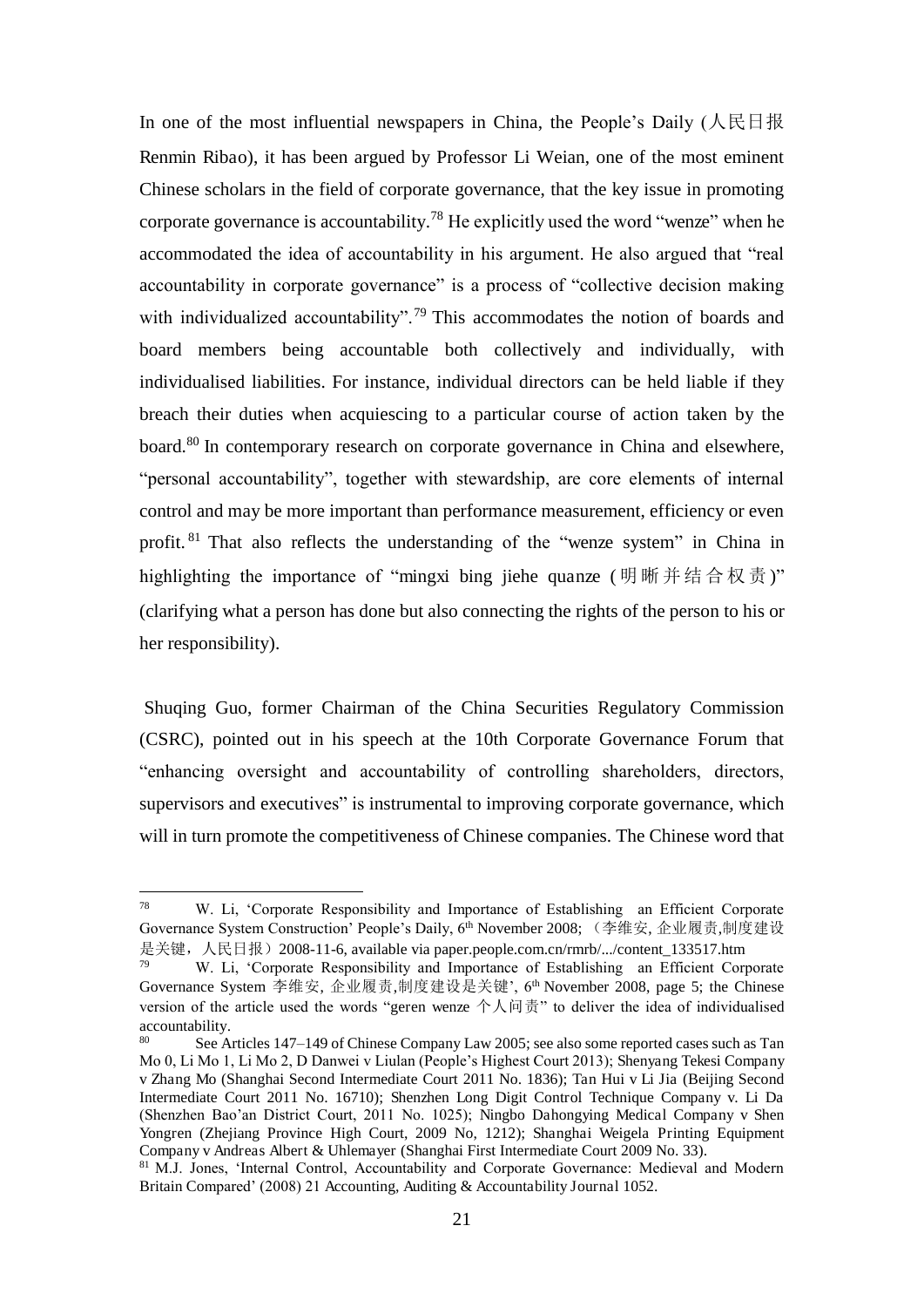In one of the most influential newspapers in China, the People's Daily (人民日报 Renmin Ribao), it has been argued by Professor Li Weian, one of the most eminent Chinese scholars in the field of corporate governance, that the key issue in promoting corporate governance is accountability.[78] He explicitly used the word "wenze" when he accommodated the idea of accountability in his argument. He also argued that "real accountability in corporate governance" is a process of "collective decision making with individualized accountability".[79] This accommodates the notion of boards and board members being accountable both collectively and individually, with individualised liabilities. For instance, individual directors can be held liable if they breach their duties when acquiescing to a particular course of action taken by the board.[80] In contemporary research on corporate governance in China and elsewhere, "personal accountability", together with stewardship, are core elements of internal control and may be more important than performance measurement, efficiency or even profit.[81] That also reflects the understanding of the "wenze system" in China in highlighting the importance of "mingxi bing jiehe quanze (明晰并结合权责)" (clarifying what a person has done but also connecting the rights of the person to his or her responsibility).

Shuqing Guo, former Chairman of the China Securities Regulatory Commission (CSRC), pointed out in his speech at the 10th Corporate Governance Forum that "enhancing oversight and accountability of controlling shareholders, directors, supervisors and executives" is instrumental to improving corporate governance, which will in turn promote the competitiveness of Chinese companies. The Chinese word that

---

[78] W. Li, 'Corporate Responsibility and Importance of Establishing an Efficient Corporate Governance System Construction' People's Daily, 6th November 2008; （李维安, 企业履责,制度建设是关键，人民日报）2008-11-6, available via paper.people.com.cn/rmrb/.../content_133517.htm

[79] W. Li, 'Corporate Responsibility and Importance of Establishing an Efficient Corporate Governance System 李维安, 企业履责,制度建设是关键', 6th November 2008, page 5; the Chinese version of the article used the words "geren wenze 个人问责" to deliver the idea of individualised accountability.

[80] See Articles 147–149 of Chinese Company Law 2005; see also some reported cases such as Tan Mo 0, Li Mo 1, Li Mo 2, D Danwei v Liulan (People's Highest Court 2013); Shenyang Tekesi Company v Zhang Mo (Shanghai Second Intermediate Court 2011 No. 1836); Tan Hui v Li Jia (Beijing Second Intermediate Court 2011 No. 16710); Shenzhen Long Digit Control Technique Company v. Li Da (Shenzhen Bao'an District Court, 2011 No. 1025); Ningbo Dahongying Medical Company v Shen Yongren (Zhejiang Province High Court, 2009 No, 1212); Shanghai Weigela Printing Equipment Company v Andreas Albert & Uhlemayer (Shanghai First Intermediate Court 2009 No. 33).

[81] M.J. Jones, 'Internal Control, Accountability and Corporate Governance: Medieval and Modern Britain Compared' (2008) 21 Accounting, Auditing & Accountability Journal 1052.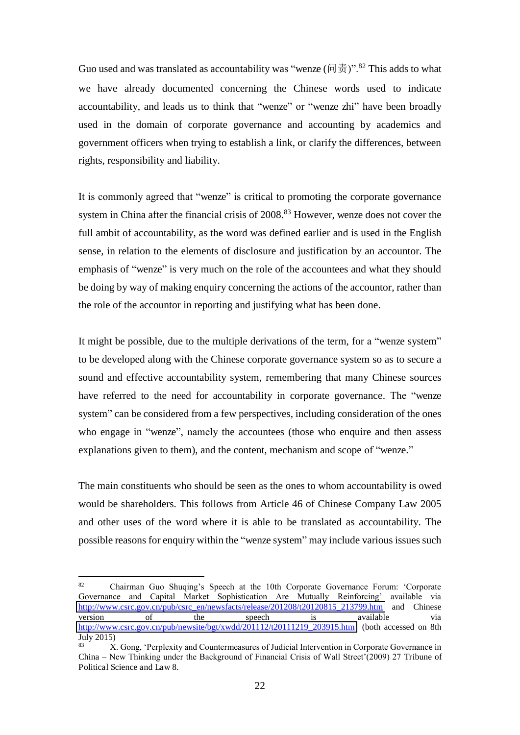Guo used and was translated as accountability was "wenze (问责)".[82] This adds to what we have already documented concerning the Chinese words used to indicate accountability, and leads us to think that "wenze" or "wenze zhi" have been broadly used in the domain of corporate governance and accounting by academics and government officers when trying to establish a link, or clarify the differences, between rights, responsibility and liability.

It is commonly agreed that "wenze" is critical to promoting the corporate governance system in China after the financial crisis of 2008.[83] However, wenze does not cover the full ambit of accountability, as the word was defined earlier and is used in the English sense, in relation to the elements of disclosure and justification by an accountor. The emphasis of "wenze" is very much on the role of the accountees and what they should be doing by way of making enquiry concerning the actions of the accountor, rather than the role of the accountor in reporting and justifying what has been done.

It might be possible, due to the multiple derivations of the term, for a "wenze system" to be developed along with the Chinese corporate governance system so as to secure a sound and effective accountability system, remembering that many Chinese sources have referred to the need for accountability in corporate governance. The "wenze system" can be considered from a few perspectives, including consideration of the ones who engage in "wenze", namely the accountees (those who enquire and then assess explanations given to them), and the content, mechanism and scope of "wenze."

The main constituents who should be seen as the ones to whom accountability is owed would be shareholders. This follows from Article 46 of Chinese Company Law 2005 and other uses of the word where it is able to be translated as accountability. The possible reasons for enquiry within the "wenze system" may include various issues such

---

[82] Chairman Guo Shuqing's Speech at the 10th Corporate Governance Forum: 'Corporate Governance and Capital Market Sophistication Are Mutually Reinforcing' available via http://www.csrc.gov.cn/pub/csrc_en/newsfacts/release/201208/t20120815_213799.htm and Chinese version of the speech is available via http://www.csrc.gov.cn/pub/newsite/bgt/xwdd/201112/t20111219_203915.htm (both accessed on 8th July 2015)

[83] X. Gong, 'Perplexity and Countermeasures of Judicial Intervention in Corporate Governance in China – New Thinking under the Background of Financial Crisis of Wall Street'(2009) 27 Tribune of Political Science and Law 8.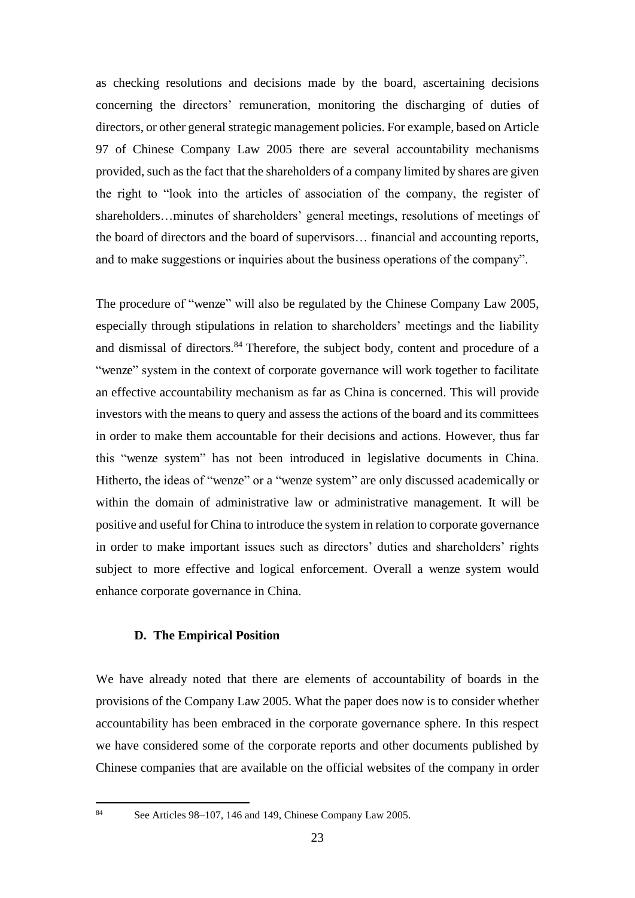as checking resolutions and decisions made by the board, ascertaining decisions concerning the directors' remuneration, monitoring the discharging of duties of directors, or other general strategic management policies. For example, based on Article 97 of Chinese Company Law 2005 there are several accountability mechanisms provided, such as the fact that the shareholders of a company limited by shares are given the right to "look into the articles of association of the company, the register of shareholders…minutes of shareholders' general meetings, resolutions of meetings of the board of directors and the board of supervisors… financial and accounting reports, and to make suggestions or inquiries about the business operations of the company".

The procedure of "wenze" will also be regulated by the Chinese Company Law 2005, especially through stipulations in relation to shareholders' meetings and the liability and dismissal of directors.[84] Therefore, the subject body, content and procedure of a "wenze" system in the context of corporate governance will work together to facilitate an effective accountability mechanism as far as China is concerned. This will provide investors with the means to query and assess the actions of the board and its committees in order to make them accountable for their decisions and actions. However, thus far this "wenze system" has not been introduced in legislative documents in China. Hitherto, the ideas of "wenze" or a "wenze system" are only discussed academically or within the domain of administrative law or administrative management. It will be positive and useful for China to introduce the system in relation to corporate governance in order to make important issues such as directors' duties and shareholders' rights subject to more effective and logical enforcement. Overall a wenze system would enhance corporate governance in China.

### D. The Empirical Position

We have already noted that there are elements of accountability of boards in the provisions of the Company Law 2005. What the paper does now is to consider whether accountability has been embraced in the corporate governance sphere. In this respect we have considered some of the corporate reports and other documents published by Chinese companies that are available on the official websites of the company in order

[84] See Articles 98–107, 146 and 149, Chinese Company Law 2005.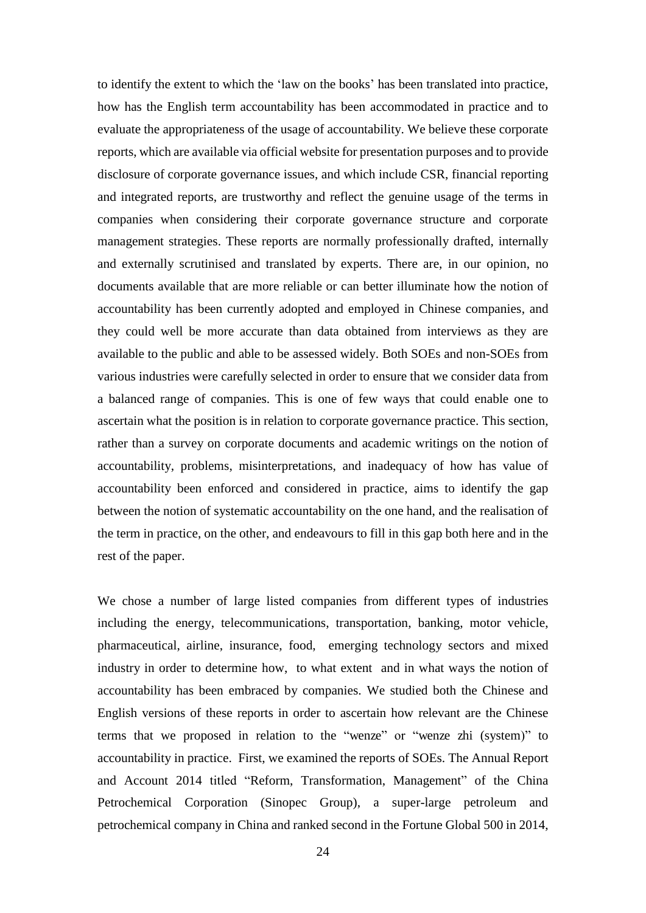to identify the extent to which the 'law on the books' has been translated into practice, how has the English term accountability has been accommodated in practice and to evaluate the appropriateness of the usage of accountability. We believe these corporate reports, which are available via official website for presentation purposes and to provide disclosure of corporate governance issues, and which include CSR, financial reporting and integrated reports, are trustworthy and reflect the genuine usage of the terms in companies when considering their corporate governance structure and corporate management strategies. These reports are normally professionally drafted, internally and externally scrutinised and translated by experts. There are, in our opinion, no documents available that are more reliable or can better illuminate how the notion of accountability has been currently adopted and employed in Chinese companies, and they could well be more accurate than data obtained from interviews as they are available to the public and able to be assessed widely. Both SOEs and non-SOEs from various industries were carefully selected in order to ensure that we consider data from a balanced range of companies. This is one of few ways that could enable one to ascertain what the position is in relation to corporate governance practice. This section, rather than a survey on corporate documents and academic writings on the notion of accountability, problems, misinterpretations, and inadequacy of how has value of accountability been enforced and considered in practice, aims to identify the gap between the notion of systematic accountability on the one hand, and the realisation of the term in practice, on the other, and endeavours to fill in this gap both here and in the rest of the paper.

We chose a number of large listed companies from different types of industries including the energy, telecommunications, transportation, banking, motor vehicle, pharmaceutical, airline, insurance, food, emerging technology sectors and mixed industry in order to determine how, to what extent and in what ways the notion of accountability has been embraced by companies. We studied both the Chinese and English versions of these reports in order to ascertain how relevant are the Chinese terms that we proposed in relation to the "wenze" or "wenze zhi (system)" to accountability in practice. First, we examined the reports of SOEs. The Annual Report and Account 2014 titled "Reform, Transformation, Management" of the China Petrochemical Corporation (Sinopec Group), a super-large petroleum and petrochemical company in China and ranked second in the Fortune Global 500 in 2014,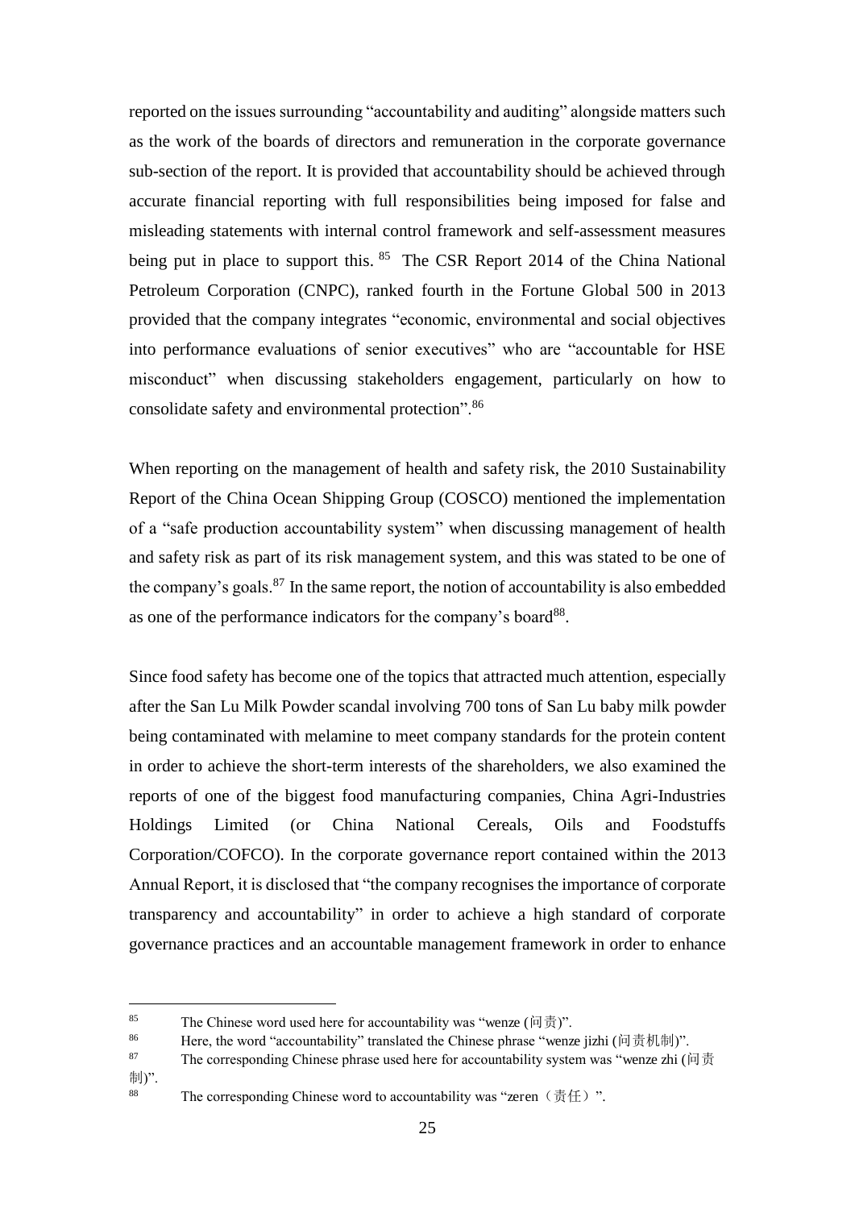reported on the issues surrounding "accountability and auditing" alongside matters such as the work of the boards of directors and remuneration in the corporate governance sub-section of the report. It is provided that accountability should be achieved through accurate financial reporting with full responsibilities being imposed for false and misleading statements with internal control framework and self-assessment measures being put in place to support this. [85] The CSR Report 2014 of the China National Petroleum Corporation (CNPC), ranked fourth in the Fortune Global 500 in 2013 provided that the company integrates "economic, environmental and social objectives into performance evaluations of senior executives" who are "accountable for HSE misconduct" when discussing stakeholders engagement, particularly on how to consolidate safety and environmental protection".[86]

When reporting on the management of health and safety risk, the 2010 Sustainability Report of the China Ocean Shipping Group (COSCO) mentioned the implementation of a "safe production accountability system" when discussing management of health and safety risk as part of its risk management system, and this was stated to be one of the company's goals.[87] In the same report, the notion of accountability is also embedded as one of the performance indicators for the company's board[88].

Since food safety has become one of the topics that attracted much attention, especially after the San Lu Milk Powder scandal involving 700 tons of San Lu baby milk powder being contaminated with melamine to meet company standards for the protein content in order to achieve the short-term interests of the shareholders, we also examined the reports of one of the biggest food manufacturing companies, China Agri-Industries Holdings Limited (or China National Cereals, Oils and Foodstuffs Corporation/COFCO). In the corporate governance report contained within the 2013 Annual Report, it is disclosed that "the company recognises the importance of corporate transparency and accountability" in order to achieve a high standard of corporate governance practices and an accountable management framework in order to enhance

---

[85] The Chinese word used here for accountability was "wenze (问责)".

[86] Here, the word "accountability" translated the Chinese phrase "wenze jizhi (问责机制)".

[87] The corresponding Chinese phrase used here for accountability system was "wenze zhi (问责制)".

[88] The corresponding Chinese word to accountability was "zeren（责任）".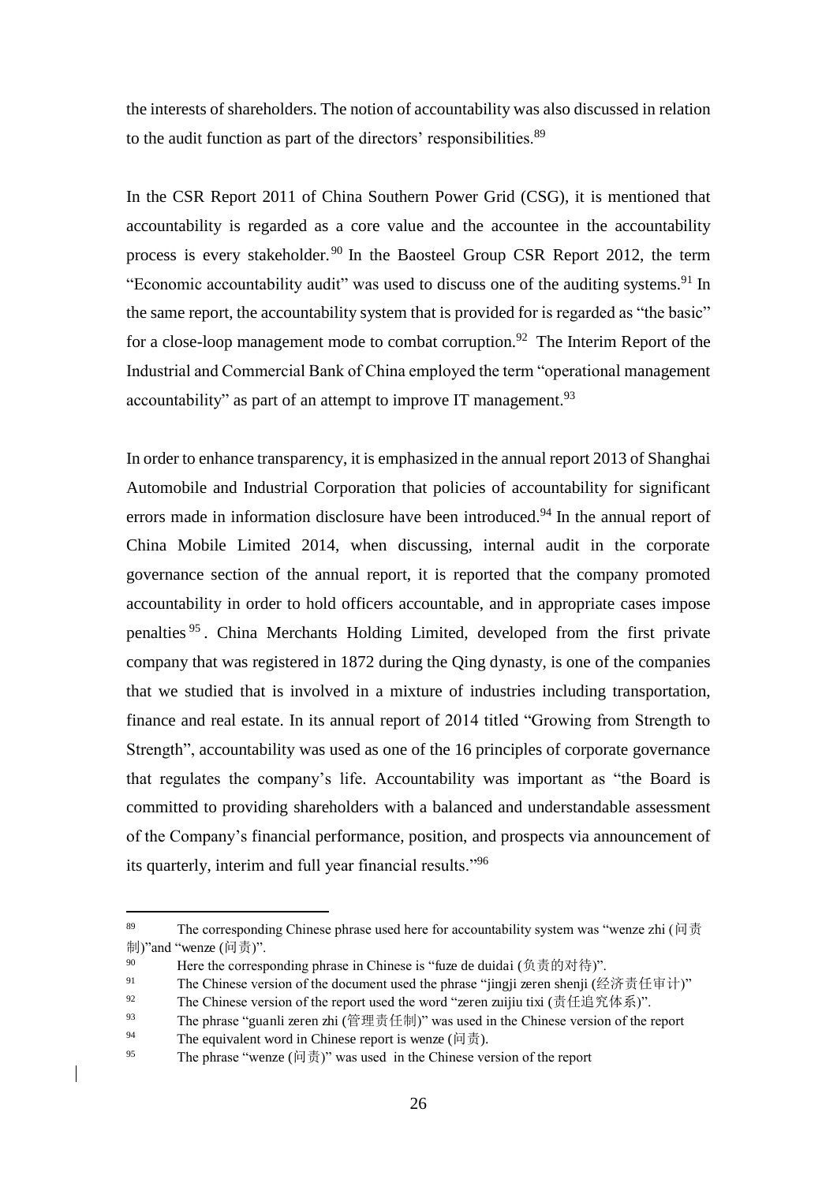the interests of shareholders. The notion of accountability was also discussed in relation to the audit function as part of the directors' responsibilities.[89]

In the CSR Report 2011 of China Southern Power Grid (CSG), it is mentioned that accountability is regarded as a core value and the accountee in the accountability process is every stakeholder.[90] In the Baosteel Group CSR Report 2012, the term "Economic accountability audit" was used to discuss one of the auditing systems.[91] In the same report, the accountability system that is provided for is regarded as "the basic" for a close-loop management mode to combat corruption.[92] The Interim Report of the Industrial and Commercial Bank of China employed the term "operational management accountability" as part of an attempt to improve IT management.[93]

In order to enhance transparency, it is emphasized in the annual report 2013 of Shanghai Automobile and Industrial Corporation that policies of accountability for significant errors made in information disclosure have been introduced.[94] In the annual report of China Mobile Limited 2014, when discussing, internal audit in the corporate governance section of the annual report, it is reported that the company promoted accountability in order to hold officers accountable, and in appropriate cases impose penalties[95]. China Merchants Holding Limited, developed from the first private company that was registered in 1872 during the Qing dynasty, is one of the companies that we studied that is involved in a mixture of industries including transportation, finance and real estate. In its annual report of 2014 titled "Growing from Strength to Strength", accountability was used as one of the 16 principles of corporate governance that regulates the company's life. Accountability was important as "the Board is committed to providing shareholders with a balanced and understandable assessment of the Company's financial performance, position, and prospects via announcement of its quarterly, interim and full year financial results."[96]

---

[89] The corresponding Chinese phrase used here for accountability system was "wenze zhi (问责制)"and "wenze (问责)".

[90] Here the corresponding phrase in Chinese is "fuze de duidai (负责的对待)".

[91] The Chinese version of the document used the phrase "jingji zeren shenji (经济责任审计)"

[92] The Chinese version of the report used the word "zeren zuijiu tixi (责任追究体系)".

[93] The phrase "guanli zeren zhi (管理责任制)" was used in the Chinese version of the report

[94] The equivalent word in Chinese report is wenze (问责).

[95] The phrase "wenze (问责)" was used in the Chinese version of the report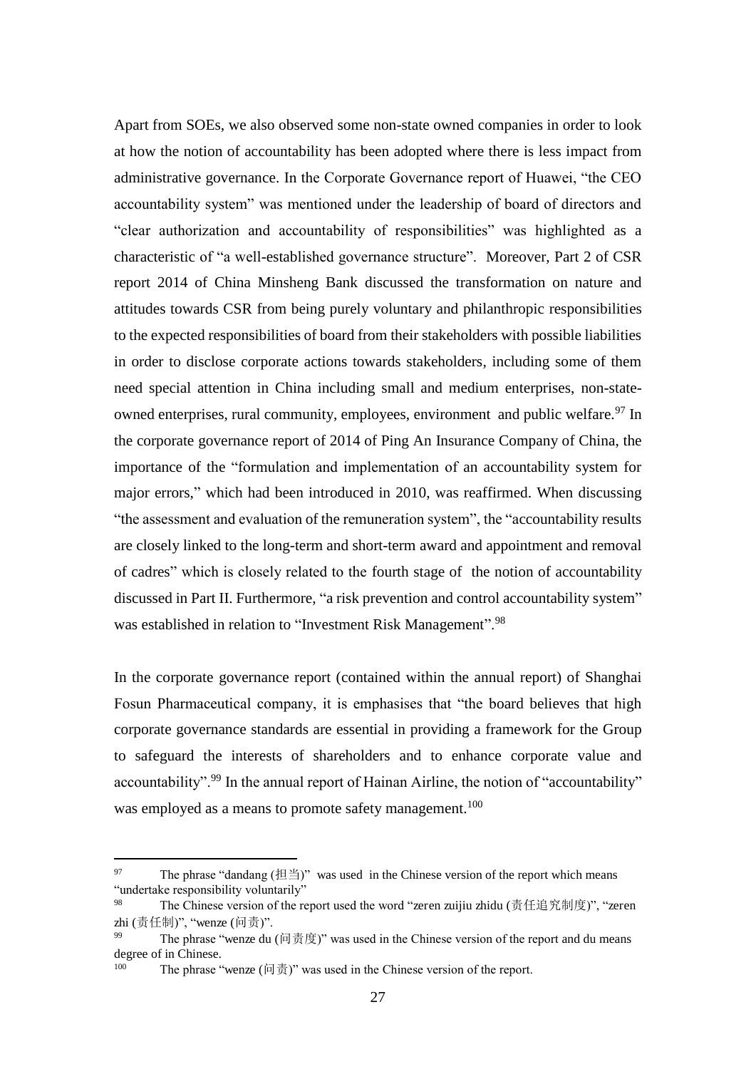Apart from SOEs, we also observed some non-state owned companies in order to look at how the notion of accountability has been adopted where there is less impact from administrative governance. In the Corporate Governance report of Huawei, "the CEO accountability system" was mentioned under the leadership of board of directors and "clear authorization and accountability of responsibilities" was highlighted as a characteristic of "a well-established governance structure". Moreover, Part 2 of CSR report 2014 of China Minsheng Bank discussed the transformation on nature and attitudes towards CSR from being purely voluntary and philanthropic responsibilities to the expected responsibilities of board from their stakeholders with possible liabilities in order to disclose corporate actions towards stakeholders, including some of them need special attention in China including small and medium enterprises, non-state-owned enterprises, rural community, employees, environment and public welfare.[97] In the corporate governance report of 2014 of Ping An Insurance Company of China, the importance of the "formulation and implementation of an accountability system for major errors," which had been introduced in 2010, was reaffirmed. When discussing "the assessment and evaluation of the remuneration system", the "accountability results are closely linked to the long-term and short-term award and appointment and removal of cadres" which is closely related to the fourth stage of the notion of accountability discussed in Part II. Furthermore, "a risk prevention and control accountability system" was established in relation to "Investment Risk Management".[98]

In the corporate governance report (contained within the annual report) of Shanghai Fosun Pharmaceutical company, it is emphasises that "the board believes that high corporate governance standards are essential in providing a framework for the Group to safeguard the interests of shareholders and to enhance corporate value and accountability".[99] In the annual report of Hainan Airline, the notion of "accountability" was employed as a means to promote safety management.[100]

---

[97] The phrase "dandang (担当)" was used in the Chinese version of the report which means "undertake responsibility voluntarily"

[98] The Chinese version of the report used the word "zeren zuijiu zhidu (责任追究制度)", "zeren zhi (责任制)", "wenze (问责)".

[99] The phrase "wenze du (问责度)" was used in the Chinese version of the report and du means degree of in Chinese.

[100] The phrase "wenze (问责)" was used in the Chinese version of the report.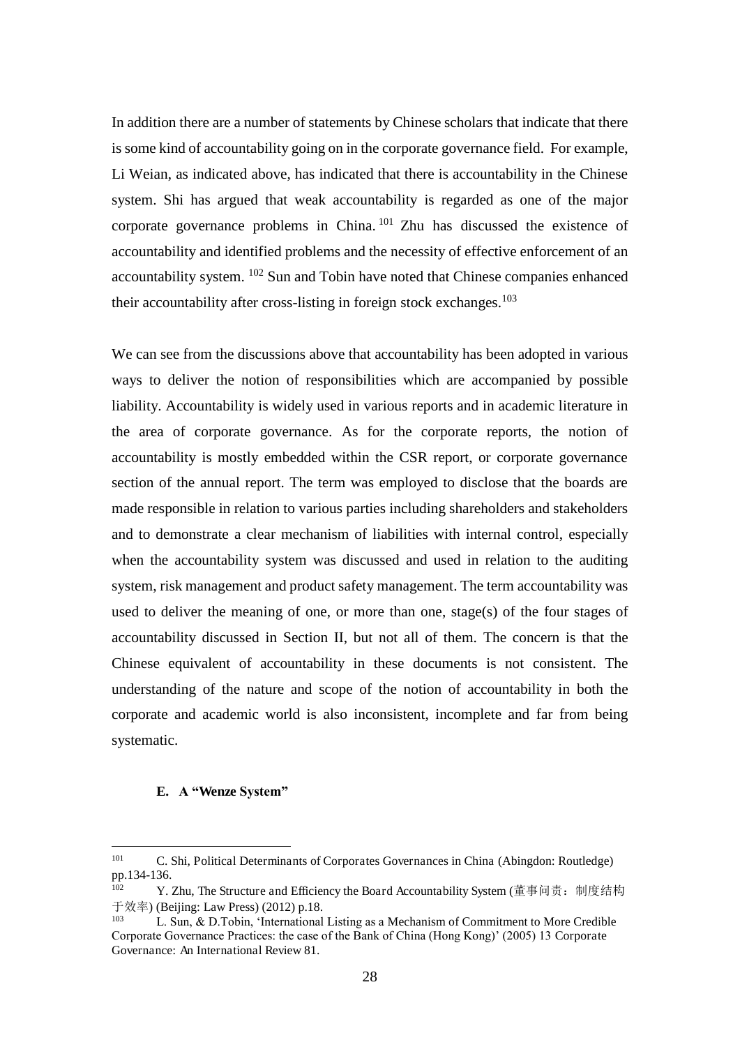In addition there are a number of statements by Chinese scholars that indicate that there is some kind of accountability going on in the corporate governance field. For example, Li Weian, as indicated above, has indicated that there is accountability in the Chinese system. Shi has argued that weak accountability is regarded as one of the major corporate governance problems in China.[101] Zhu has discussed the existence of accountability and identified problems and the necessity of effective enforcement of an accountability system.[102] Sun and Tobin have noted that Chinese companies enhanced their accountability after cross-listing in foreign stock exchanges.[103]

We can see from the discussions above that accountability has been adopted in various ways to deliver the notion of responsibilities which are accompanied by possible liability. Accountability is widely used in various reports and in academic literature in the area of corporate governance. As for the corporate reports, the notion of accountability is mostly embedded within the CSR report, or corporate governance section of the annual report. The term was employed to disclose that the boards are made responsible in relation to various parties including shareholders and stakeholders and to demonstrate a clear mechanism of liabilities with internal control, especially when the accountability system was discussed and used in relation to the auditing system, risk management and product safety management. The term accountability was used to deliver the meaning of one, or more than one, stage(s) of the four stages of accountability discussed in Section II, but not all of them. The concern is that the Chinese equivalent of accountability in these documents is not consistent. The understanding of the nature and scope of the notion of accountability in both the corporate and academic world is also inconsistent, incomplete and far from being systematic.

### E. A "Wenze System"

---

[101] C. Shi, Political Determinants of Corporates Governances in China (Abingdon: Routledge) pp.134-136.

[102] Y. Zhu, The Structure and Efficiency the Board Accountability System (董事问责：制度结构于效率) (Beijing: Law Press) (2012) p.18.

[103] L. Sun, & D.Tobin, 'International Listing as a Mechanism of Commitment to More Credible Corporate Governance Practices: the case of the Bank of China (Hong Kong)' (2005) 13 Corporate Governance: An International Review 81.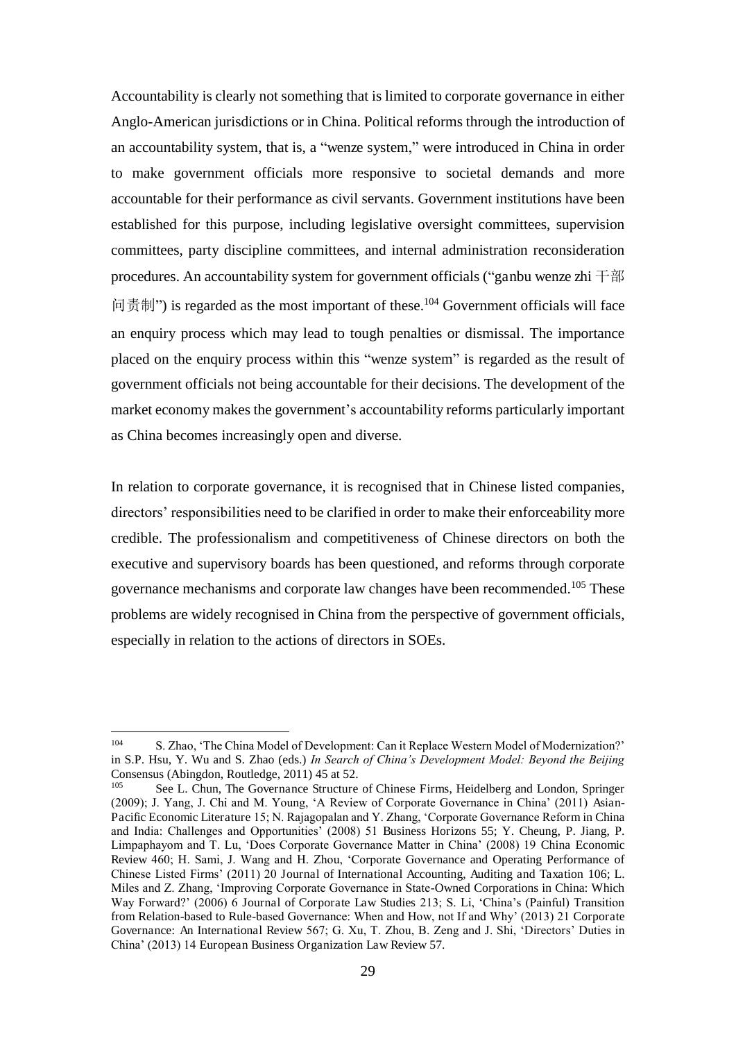Accountability is clearly not something that is limited to corporate governance in either Anglo-American jurisdictions or in China. Political reforms through the introduction of an accountability system, that is, a "wenze system," were introduced in China in order to make government officials more responsive to societal demands and more accountable for their performance as civil servants. Government institutions have been established for this purpose, including legislative oversight committees, supervision committees, party discipline committees, and internal administration reconsideration procedures. An accountability system for government officials ("ganbu wenze zhi 干部问责制") is regarded as the most important of these.[104] Government officials will face an enquiry process which may lead to tough penalties or dismissal. The importance placed on the enquiry process within this "wenze system" is regarded as the result of government officials not being accountable for their decisions. The development of the market economy makes the government's accountability reforms particularly important as China becomes increasingly open and diverse.

In relation to corporate governance, it is recognised that in Chinese listed companies, directors' responsibilities need to be clarified in order to make their enforceability more credible. The professionalism and competitiveness of Chinese directors on both the executive and supervisory boards has been questioned, and reforms through corporate governance mechanisms and corporate law changes have been recommended.[105] These problems are widely recognised in China from the perspective of government officials, especially in relation to the actions of directors in SOEs.

---

[104] S. Zhao, 'The China Model of Development: Can it Replace Western Model of Modernization?' in S.P. Hsu, Y. Wu and S. Zhao (eds.) *In Search of China's Development Model: Beyond the Beijing Consensus* (Abingdon, Routledge, 2011) 45 at 52.

[105] See L. Chun, The Governance Structure of Chinese Firms, Heidelberg and London, Springer (2009); J. Yang, J. Chi and M. Young, 'A Review of Corporate Governance in China' (2011) Asian-Pacific Economic Literature 15; N. Rajagopalan and Y. Zhang, 'Corporate Governance Reform in China and India: Challenges and Opportunities' (2008) 51 Business Horizons 55; Y. Cheung, P. Jiang, P. Limpaphayom and T. Lu, 'Does Corporate Governance Matter in China' (2008) 19 China Economic Review 460; H. Sami, J. Wang and H. Zhou, 'Corporate Governance and Operating Performance of Chinese Listed Firms' (2011) 20 Journal of International Accounting, Auditing and Taxation 106; L. Miles and Z. Zhang, 'Improving Corporate Governance in State-Owned Corporations in China: Which Way Forward?' (2006) 6 Journal of Corporate Law Studies 213; S. Li, 'China's (Painful) Transition from Relation-based to Rule-based Governance: When and How, not If and Why' (2013) 21 Corporate Governance: An International Review 567; G. Xu, T. Zhou, B. Zeng and J. Shi, 'Directors' Duties in China' (2013) 14 European Business Organization Law Review 57.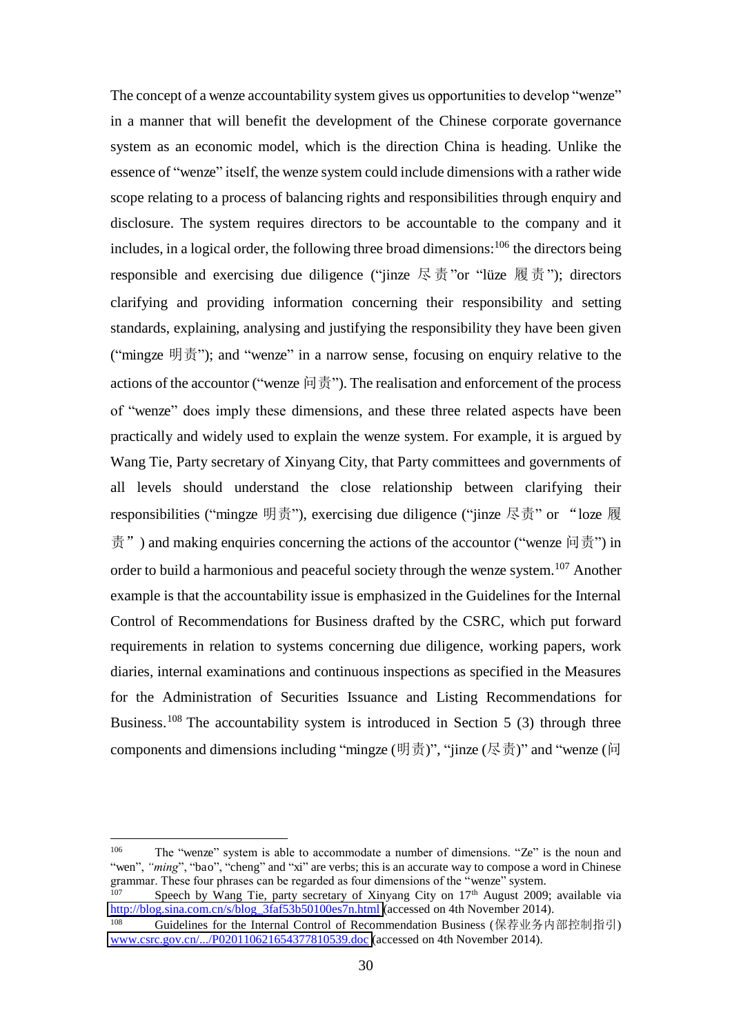The concept of a wenze accountability system gives us opportunities to develop "wenze" in a manner that will benefit the development of the Chinese corporate governance system as an economic model, which is the direction China is heading. Unlike the essence of "wenze" itself, the wenze system could include dimensions with a rather wide scope relating to a process of balancing rights and responsibilities through enquiry and disclosure. The system requires directors to be accountable to the company and it includes, in a logical order, the following three broad dimensions:[106] the directors being responsible and exercising due diligence ("jinze 尽责"or "lüze 履责"); directors clarifying and providing information concerning their responsibility and setting standards, explaining, analysing and justifying the responsibility they have been given ("mingze 明责"); and "wenze" in a narrow sense, focusing on enquiry relative to the actions of the accountor ("wenze 问责"). The realisation and enforcement of the process of "wenze" does imply these dimensions, and these three related aspects have been practically and widely used to explain the wenze system. For example, it is argued by Wang Tie, Party secretary of Xinyang City, that Party committees and governments of all levels should understand the close relationship between clarifying their responsibilities ("mingze 明责"), exercising due diligence ("jinze 尽责" or "loze 履责") and making enquiries concerning the actions of the accountor ("wenze 问责") in order to build a harmonious and peaceful society through the wenze system.[107] Another example is that the accountability issue is emphasized in the Guidelines for the Internal Control of Recommendations for Business drafted by the CSRC, which put forward requirements in relation to systems concerning due diligence, working papers, work diaries, internal examinations and continuous inspections as specified in the Measures for the Administration of Securities Issuance and Listing Recommendations for Business.[108] The accountability system is introduced in Section 5 (3) through three components and dimensions including "mingze (明责)", "jinze (尽责)" and "wenze (问

---

[106] The "wenze" system is able to accommodate a number of dimensions. "Ze" is the noun and "wen", *"ming"*, "bao", "cheng" and "xi" are verbs; this is an accurate way to compose a word in Chinese grammar. These four phrases can be regarded as four dimensions of the "wenze" system.

[107] Speech by Wang Tie, party secretary of Xinyang City on 17th August 2009; available via http://blog.sina.com.cn/s/blog_3faf53b50100es7n.html (accessed on 4th November 2014).

[108] Guidelines for the Internal Control of Recommendation Business (保荐业务内部控制指引) www.csrc.gov.cn/.../P020110621654377810539.doc (accessed on 4th November 2014).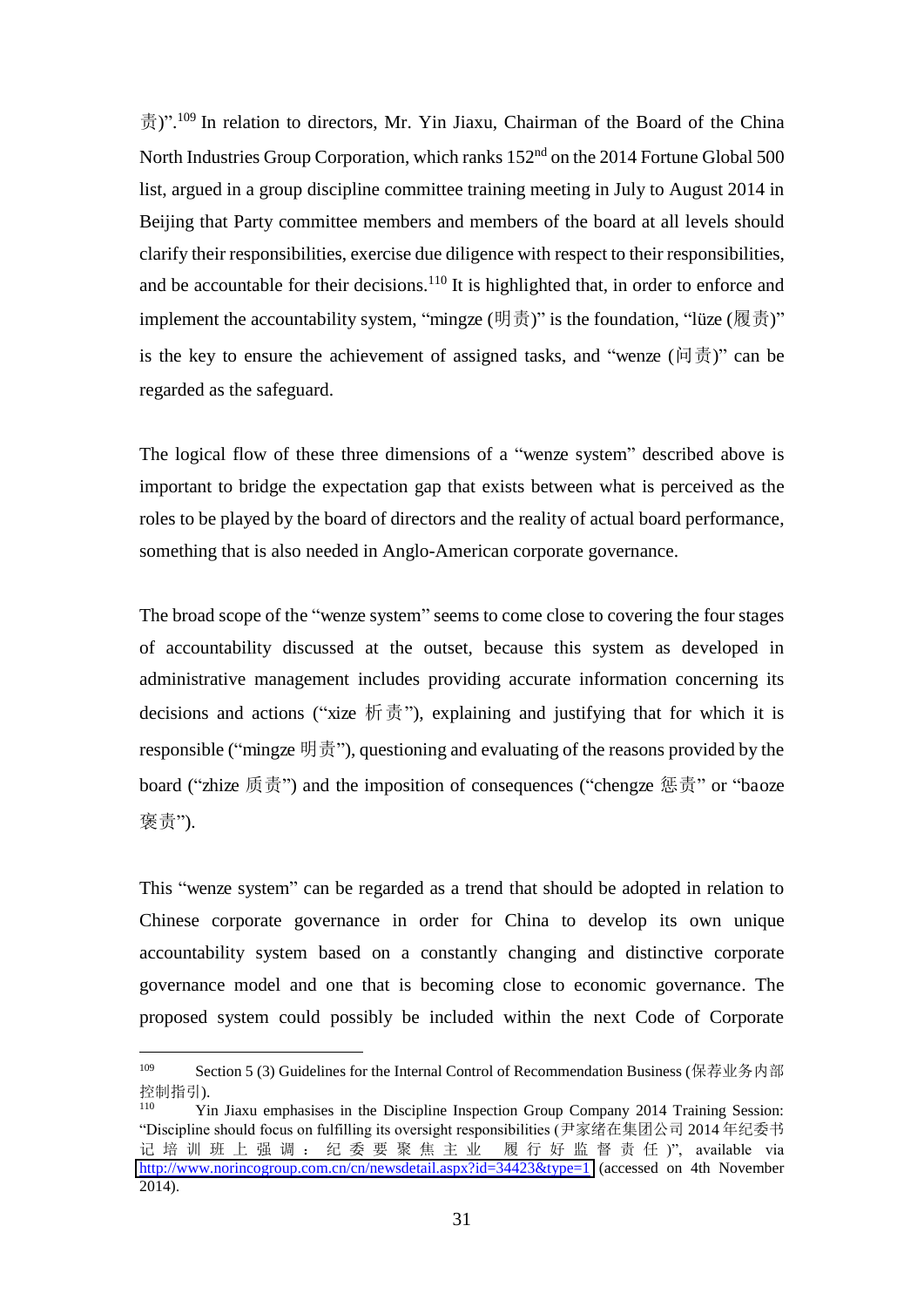责)".[109] In relation to directors, Mr. Yin Jiaxu, Chairman of the Board of the China North Industries Group Corporation, which ranks 152nd on the 2014 Fortune Global 500 list, argued in a group discipline committee training meeting in July to August 2014 in Beijing that Party committee members and members of the board at all levels should clarify their responsibilities, exercise due diligence with respect to their responsibilities, and be accountable for their decisions.[110] It is highlighted that, in order to enforce and implement the accountability system, "mingze (明责)" is the foundation, "lüze (履责)" is the key to ensure the achievement of assigned tasks, and "wenze (问责)" can be regarded as the safeguard.

The logical flow of these three dimensions of a "wenze system" described above is important to bridge the expectation gap that exists between what is perceived as the roles to be played by the board of directors and the reality of actual board performance, something that is also needed in Anglo-American corporate governance.

The broad scope of the "wenze system" seems to come close to covering the four stages of accountability discussed at the outset, because this system as developed in administrative management includes providing accurate information concerning its decisions and actions ("xize 析责"), explaining and justifying that for which it is responsible ("mingze 明责"), questioning and evaluating of the reasons provided by the board ("zhize 质责") and the imposition of consequences ("chengze 惩责" or "baoze 褒责").

This "wenze system" can be regarded as a trend that should be adopted in relation to Chinese corporate governance in order for China to develop its own unique accountability system based on a constantly changing and distinctive corporate governance model and one that is becoming close to economic governance. The proposed system could possibly be included within the next Code of Corporate

---

[109] Section 5 (3) Guidelines for the Internal Control of Recommendation Business (保荐业务内部控制指引).

[110] Yin Jiaxu emphasises in the Discipline Inspection Group Company 2014 Training Session: "Discipline should focus on fulfilling its oversight responsibilities (尹家绪在集团公司 2014 年纪委书记培训班上强调：纪委要聚焦主业 履行好监督责任)", available via http://www.norincogroup.com.cn/cn/newsdetail.aspx?id=34423&type=1 (accessed on 4th November 2014).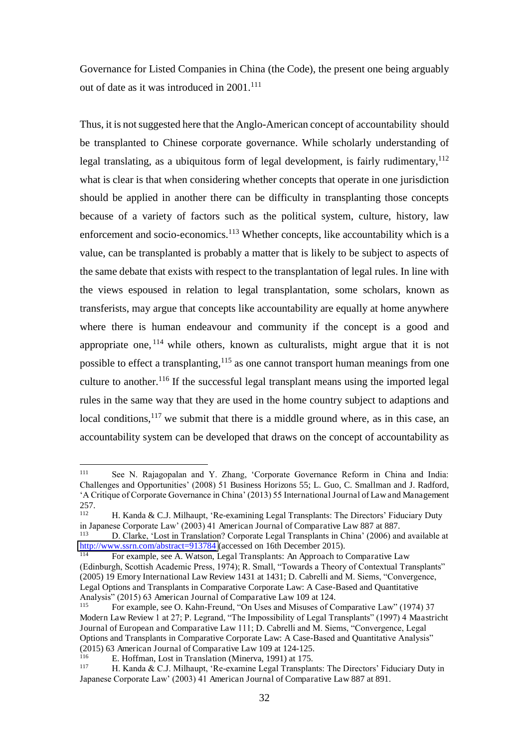Governance for Listed Companies in China (the Code), the present one being arguably out of date as it was introduced in 2001.[111]

Thus, it is not suggested here that the Anglo-American concept of accountability should be transplanted to Chinese corporate governance. While scholarly understanding of legal translating, as a ubiquitous form of legal development, is fairly rudimentary,[112] what is clear is that when considering whether concepts that operate in one jurisdiction should be applied in another there can be difficulty in transplanting those concepts because of a variety of factors such as the political system, culture, history, law enforcement and socio-economics.[113] Whether concepts, like accountability which is a value, can be transplanted is probably a matter that is likely to be subject to aspects of the same debate that exists with respect to the transplantation of legal rules. In line with the views espoused in relation to legal transplantation, some scholars, known as transferists, may argue that concepts like accountability are equally at home anywhere where there is human endeavour and community if the concept is a good and appropriate one,[114] while others, known as culturalists, might argue that it is not possible to effect a transplanting,[115] as one cannot transport human meanings from one culture to another.[116] If the successful legal transplant means using the imported legal rules in the same way that they are used in the home country subject to adaptions and local conditions,[117] we submit that there is a middle ground where, as in this case, an accountability system can be developed that draws on the concept of accountability as

---

[111] See N. Rajagopalan and Y. Zhang, 'Corporate Governance Reform in China and India: Challenges and Opportunities' (2008) 51 Business Horizons 55; L. Guo, C. Smallman and J. Radford, 'A Critique of Corporate Governance in China' (2013) 55 International Journal of Law and Management 257.

[112] H. Kanda & C.J. Milhaupt, 'Re-examining Legal Transplants: The Directors' Fiduciary Duty in Japanese Corporate Law' (2003) 41 American Journal of Comparative Law 887 at 887.

[113] D. Clarke, 'Lost in Translation? Corporate Legal Transplants in China' (2006) and available at http://www.ssrn.com/abstract=913784 (accessed on 16th December 2015).

[114] For example, see A. Watson, Legal Transplants: An Approach to Comparative Law (Edinburgh, Scottish Academic Press, 1974); R. Small, "Towards a Theory of Contextual Transplants" (2005) 19 Emory International Law Review 1431 at 1431; D. Cabrelli and M. Siems, "Convergence, Legal Options and Transplants in Comparative Corporate Law: A Case-Based and Quantitative Analysis" (2015) 63 American Journal of Comparative Law 109 at 124.

[115] For example, see O. Kahn-Freund, "On Uses and Misuses of Comparative Law" (1974) 37 Modern Law Review 1 at 27; P. Legrand, "The Impossibility of Legal Transplants" (1997) 4 Maastricht Journal of European and Comparative Law 111; D. Cabrelli and M. Siems, "Convergence, Legal Options and Transplants in Comparative Corporate Law: A Case-Based and Quantitative Analysis" (2015) 63 American Journal of Comparative Law 109 at 124-125.

[116] E. Hoffman, Lost in Translation (Minerva, 1991) at 175.

[117] H. Kanda & C.J. Milhaupt, 'Re-examine Legal Transplants: The Directors' Fiduciary Duty in Japanese Corporate Law' (2003) 41 American Journal of Comparative Law 887 at 891.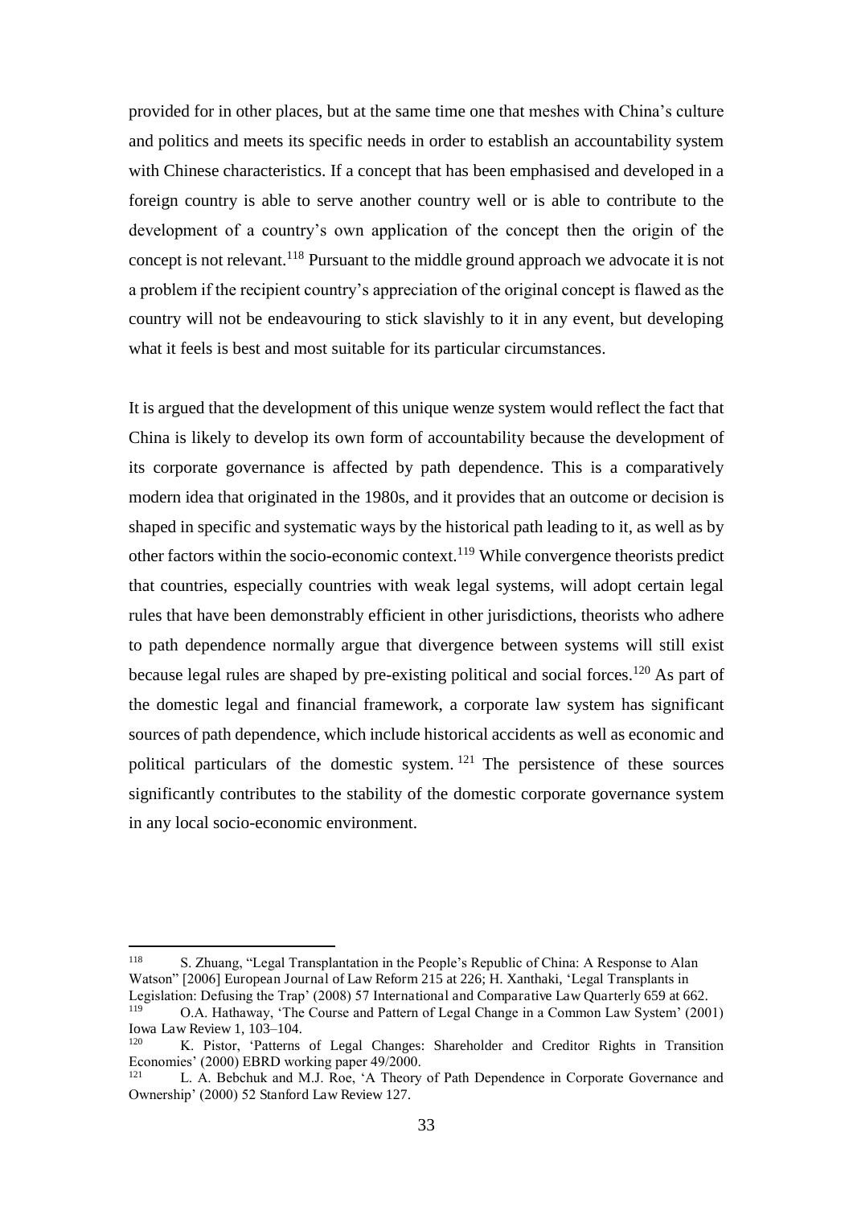provided for in other places, but at the same time one that meshes with China's culture and politics and meets its specific needs in order to establish an accountability system with Chinese characteristics. If a concept that has been emphasised and developed in a foreign country is able to serve another country well or is able to contribute to the development of a country's own application of the concept then the origin of the concept is not relevant.[118] Pursuant to the middle ground approach we advocate it is not a problem if the recipient country's appreciation of the original concept is flawed as the country will not be endeavouring to stick slavishly to it in any event, but developing what it feels is best and most suitable for its particular circumstances.

It is argued that the development of this unique wenze system would reflect the fact that China is likely to develop its own form of accountability because the development of its corporate governance is affected by path dependence. This is a comparatively modern idea that originated in the 1980s, and it provides that an outcome or decision is shaped in specific and systematic ways by the historical path leading to it, as well as by other factors within the socio-economic context.[119] While convergence theorists predict that countries, especially countries with weak legal systems, will adopt certain legal rules that have been demonstrably efficient in other jurisdictions, theorists who adhere to path dependence normally argue that divergence between systems will still exist because legal rules are shaped by pre-existing political and social forces.[120] As part of the domestic legal and financial framework, a corporate law system has significant sources of path dependence, which include historical accidents as well as economic and political particulars of the domestic system.[121] The persistence of these sources significantly contributes to the stability of the domestic corporate governance system in any local socio-economic environment.

---

[118] S. Zhuang, "Legal Transplantation in the People's Republic of China: A Response to Alan Watson" [2006] European Journal of Law Reform 215 at 226; H. Xanthaki, 'Legal Transplants in Legislation: Defusing the Trap' (2008) 57 International and Comparative Law Quarterly 659 at 662.

[119] O.A. Hathaway, 'The Course and Pattern of Legal Change in a Common Law System' (2001) Iowa Law Review 1, 103–104.

[120] K. Pistor, 'Patterns of Legal Changes: Shareholder and Creditor Rights in Transition Economies' (2000) EBRD working paper 49/2000.

[121] L. A. Bebchuk and M.J. Roe, 'A Theory of Path Dependence in Corporate Governance and Ownership' (2000) 52 Stanford Law Review 127.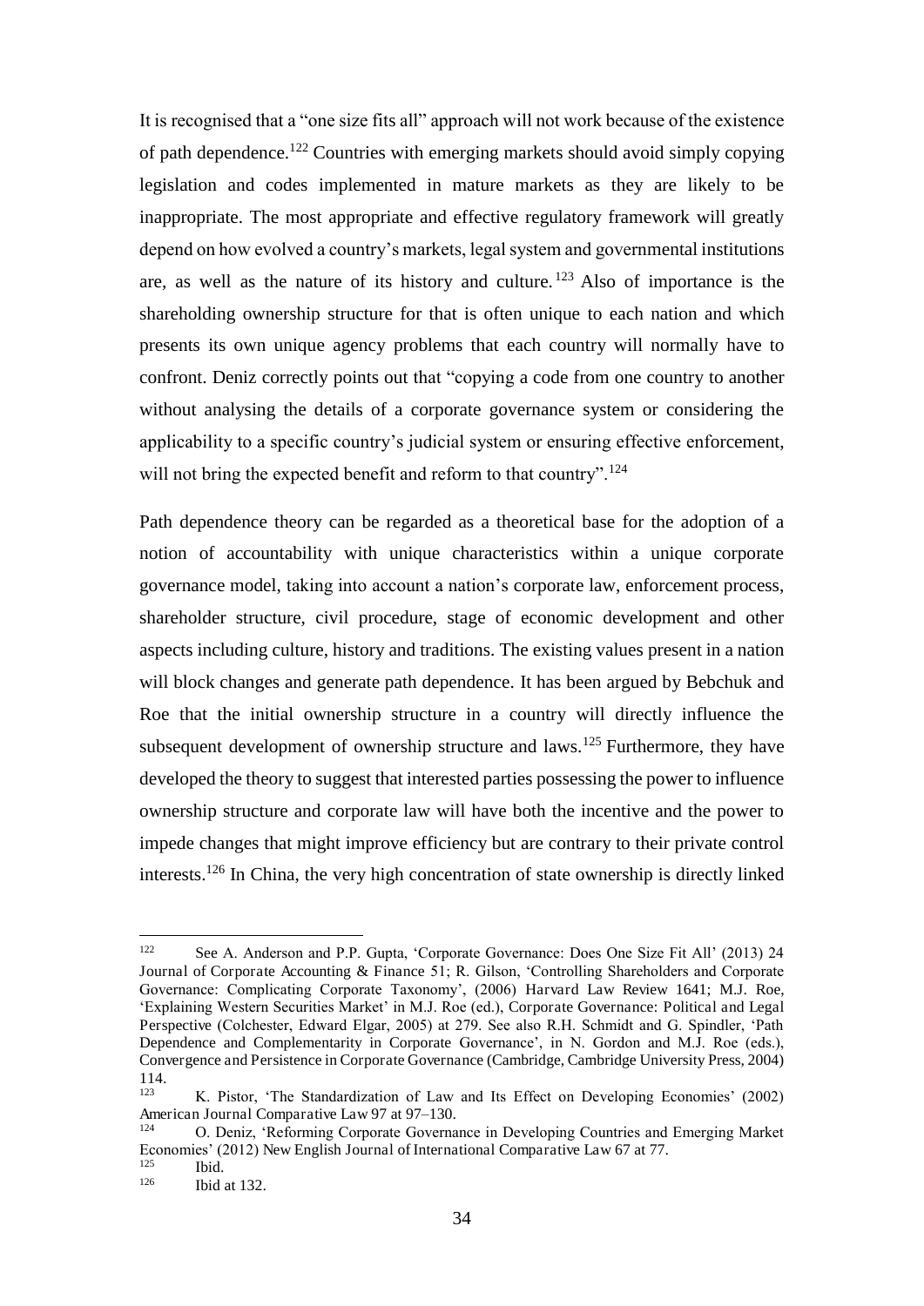It is recognised that a "one size fits all" approach will not work because of the existence of path dependence.[122] Countries with emerging markets should avoid simply copying legislation and codes implemented in mature markets as they are likely to be inappropriate. The most appropriate and effective regulatory framework will greatly depend on how evolved a country's markets, legal system and governmental institutions are, as well as the nature of its history and culture.[123] Also of importance is the shareholding ownership structure for that is often unique to each nation and which presents its own unique agency problems that each country will normally have to confront. Deniz correctly points out that "copying a code from one country to another without analysing the details of a corporate governance system or considering the applicability to a specific country's judicial system or ensuring effective enforcement, will not bring the expected benefit and reform to that country".[124]

Path dependence theory can be regarded as a theoretical base for the adoption of a notion of accountability with unique characteristics within a unique corporate governance model, taking into account a nation's corporate law, enforcement process, shareholder structure, civil procedure, stage of economic development and other aspects including culture, history and traditions. The existing values present in a nation will block changes and generate path dependence. It has been argued by Bebchuk and Roe that the initial ownership structure in a country will directly influence the subsequent development of ownership structure and laws.[125] Furthermore, they have developed the theory to suggest that interested parties possessing the power to influence ownership structure and corporate law will have both the incentive and the power to impede changes that might improve efficiency but are contrary to their private control interests.[126] In China, the very high concentration of state ownership is directly linked

---

[122] See A. Anderson and P.P. Gupta, 'Corporate Governance: Does One Size Fit All' (2013) 24 Journal of Corporate Accounting & Finance 51; R. Gilson, 'Controlling Shareholders and Corporate Governance: Complicating Corporate Taxonomy', (2006) Harvard Law Review 1641; M.J. Roe, 'Explaining Western Securities Market' in M.J. Roe (ed.), Corporate Governance: Political and Legal Perspective (Colchester, Edward Elgar, 2005) at 279. See also R.H. Schmidt and G. Spindler, 'Path Dependence and Complementarity in Corporate Governance', in N. Gordon and M.J. Roe (eds.), Convergence and Persistence in Corporate Governance (Cambridge, Cambridge University Press, 2004) 114.

[123] K. Pistor, 'The Standardization of Law and Its Effect on Developing Economies' (2002) American Journal Comparative Law 97 at 97–130.

[124] O. Deniz, 'Reforming Corporate Governance in Developing Countries and Emerging Market Economies' (2012) New English Journal of International Comparative Law 67 at 77.

[125] Ibid.

[126] Ibid at 132.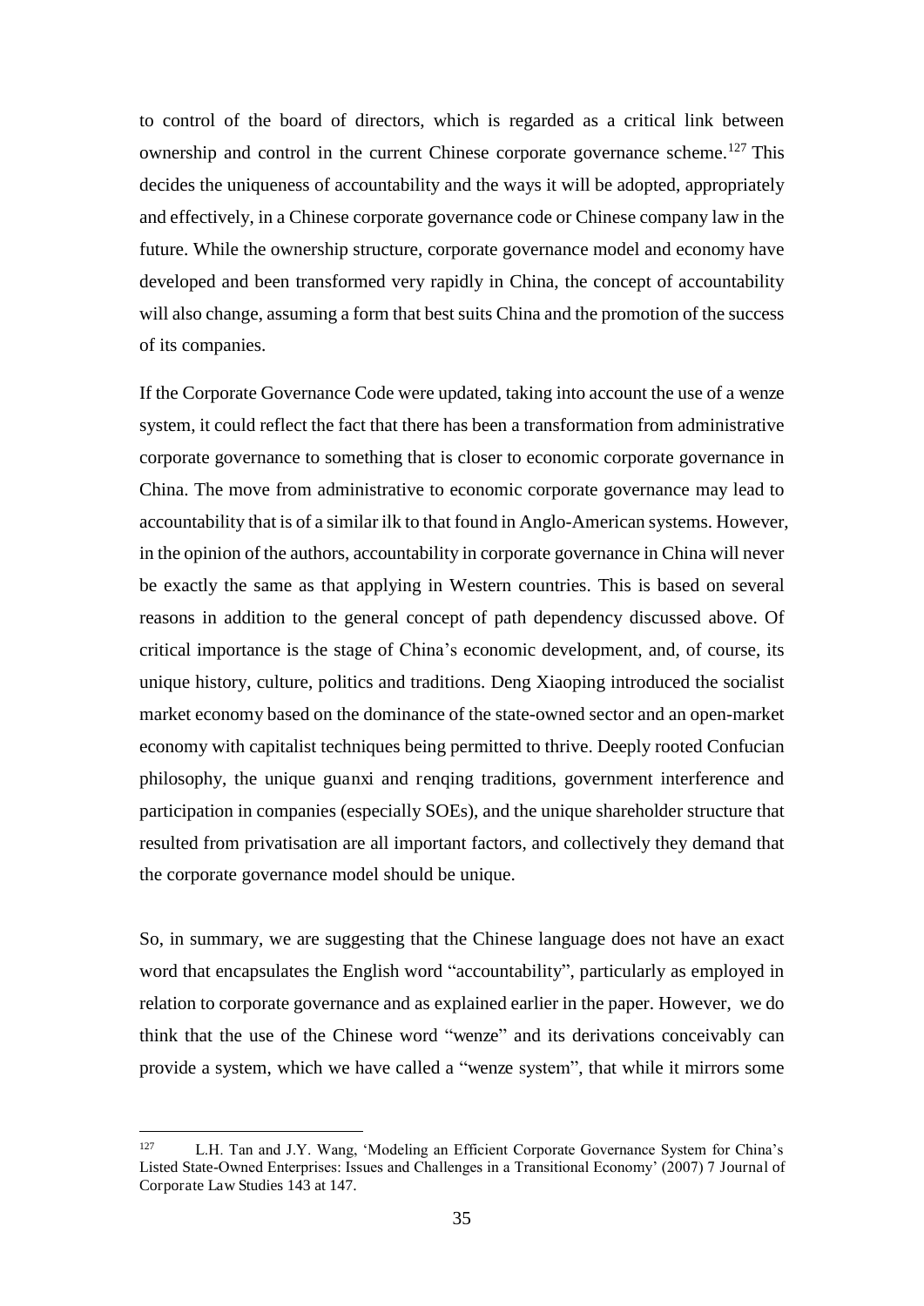to control of the board of directors, which is regarded as a critical link between ownership and control in the current Chinese corporate governance scheme.[127] This decides the uniqueness of accountability and the ways it will be adopted, appropriately and effectively, in a Chinese corporate governance code or Chinese company law in the future. While the ownership structure, corporate governance model and economy have developed and been transformed very rapidly in China, the concept of accountability will also change, assuming a form that best suits China and the promotion of the success of its companies.

If the Corporate Governance Code were updated, taking into account the use of a wenze system, it could reflect the fact that there has been a transformation from administrative corporate governance to something that is closer to economic corporate governance in China. The move from administrative to economic corporate governance may lead to accountability that is of a similar ilk to that found in Anglo-American systems. However, in the opinion of the authors, accountability in corporate governance in China will never be exactly the same as that applying in Western countries. This is based on several reasons in addition to the general concept of path dependency discussed above. Of critical importance is the stage of China's economic development, and, of course, its unique history, culture, politics and traditions. Deng Xiaoping introduced the socialist market economy based on the dominance of the state-owned sector and an open-market economy with capitalist techniques being permitted to thrive. Deeply rooted Confucian philosophy, the unique guanxi and renqing traditions, government interference and participation in companies (especially SOEs), and the unique shareholder structure that resulted from privatisation are all important factors, and collectively they demand that the corporate governance model should be unique.

So, in summary, we are suggesting that the Chinese language does not have an exact word that encapsulates the English word "accountability", particularly as employed in relation to corporate governance and as explained earlier in the paper. However, we do think that the use of the Chinese word "wenze" and its derivations conceivably can provide a system, which we have called a "wenze system", that while it mirrors some

---

[127] L.H. Tan and J.Y. Wang, 'Modeling an Efficient Corporate Governance System for China's Listed State-Owned Enterprises: Issues and Challenges in a Transitional Economy' (2007) 7 Journal of Corporate Law Studies 143 at 147.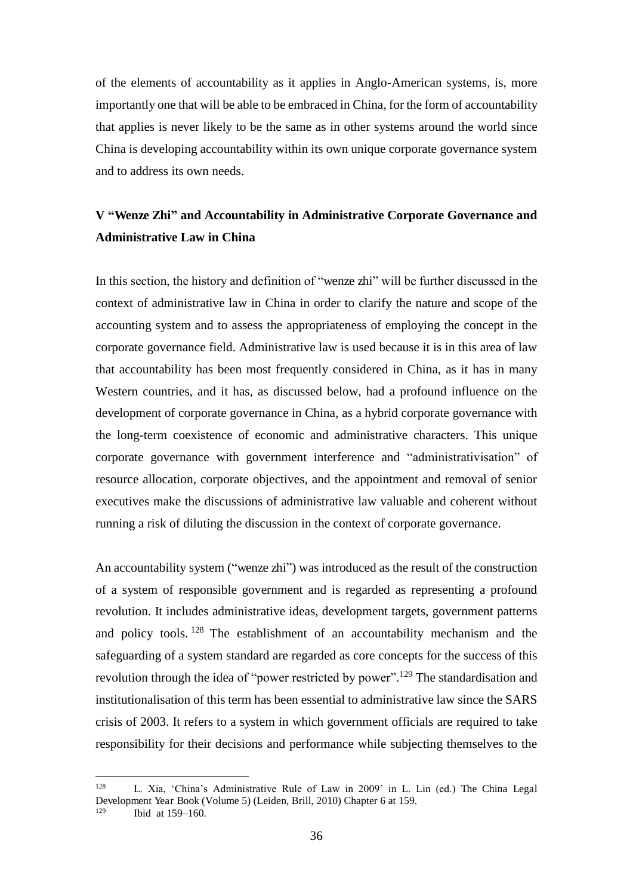of the elements of accountability as it applies in Anglo-American systems, is, more importantly one that will be able to be embraced in China, for the form of accountability that applies is never likely to be the same as in other systems around the world since China is developing accountability within its own unique corporate governance system and to address its own needs.

## V "Wenze Zhi" and Accountability in Administrative Corporate Governance and Administrative Law in China

In this section, the history and definition of "wenze zhi" will be further discussed in the context of administrative law in China in order to clarify the nature and scope of the accounting system and to assess the appropriateness of employing the concept in the corporate governance field. Administrative law is used because it is in this area of law that accountability has been most frequently considered in China, as it has in many Western countries, and it has, as discussed below, had a profound influence on the development of corporate governance in China, as a hybrid corporate governance with the long-term coexistence of economic and administrative characters. This unique corporate governance with government interference and "administrativisation" of resource allocation, corporate objectives, and the appointment and removal of senior executives make the discussions of administrative law valuable and coherent without running a risk of diluting the discussion in the context of corporate governance.

An accountability system ("wenze zhi") was introduced as the result of the construction of a system of responsible government and is regarded as representing a profound revolution. It includes administrative ideas, development targets, government patterns and policy tools.[128] The establishment of an accountability mechanism and the safeguarding of a system standard are regarded as core concepts for the success of this revolution through the idea of "power restricted by power".[129] The standardisation and institutionalisation of this term has been essential to administrative law since the SARS crisis of 2003. It refers to a system in which government officials are required to take responsibility for their decisions and performance while subjecting themselves to the

---

[128] L. Xia, 'China's Administrative Rule of Law in 2009' in L. Lin (ed.) The China Legal Development Year Book (Volume 5) (Leiden, Brill, 2010) Chapter 6 at 159.

[129] Ibid at 159–160.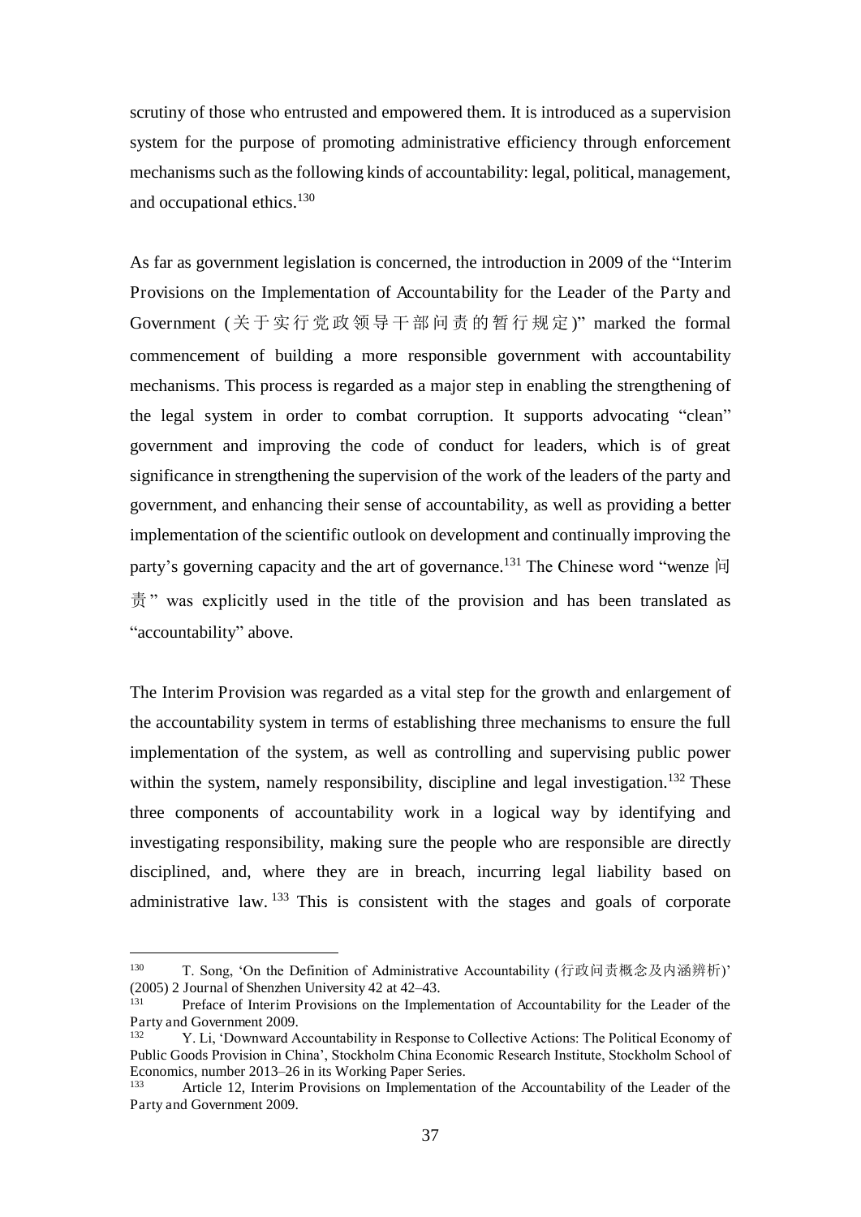scrutiny of those who entrusted and empowered them. It is introduced as a supervision system for the purpose of promoting administrative efficiency through enforcement mechanisms such as the following kinds of accountability: legal, political, management, and occupational ethics.[130]

As far as government legislation is concerned, the introduction in 2009 of the "Interim Provisions on the Implementation of Accountability for the Leader of the Party and Government (关于实行党政领导干部问责的暂行规定)" marked the formal commencement of building a more responsible government with accountability mechanisms. This process is regarded as a major step in enabling the strengthening of the legal system in order to combat corruption. It supports advocating "clean" government and improving the code of conduct for leaders, which is of great significance in strengthening the supervision of the work of the leaders of the party and government, and enhancing their sense of accountability, as well as providing a better implementation of the scientific outlook on development and continually improving the party's governing capacity and the art of governance.[131] The Chinese word "wenze 问责" was explicitly used in the title of the provision and has been translated as "accountability" above.

The Interim Provision was regarded as a vital step for the growth and enlargement of the accountability system in terms of establishing three mechanisms to ensure the full implementation of the system, as well as controlling and supervising public power within the system, namely responsibility, discipline and legal investigation.[132] These three components of accountability work in a logical way by identifying and investigating responsibility, making sure the people who are responsible are directly disciplined, and, where they are in breach, incurring legal liability based on administrative law.[133] This is consistent with the stages and goals of corporate

---

[130] T. Song, 'On the Definition of Administrative Accountability (行政问责概念及内涵辨析)' (2005) 2 Journal of Shenzhen University 42 at 42–43.

[131] Preface of Interim Provisions on the Implementation of Accountability for the Leader of the Party and Government 2009.

[132] Y. Li, 'Downward Accountability in Response to Collective Actions: The Political Economy of Public Goods Provision in China', Stockholm China Economic Research Institute, Stockholm School of Economics, number 2013–26 in its Working Paper Series.

[133] Article 12, Interim Provisions on Implementation of the Accountability of the Leader of the Party and Government 2009.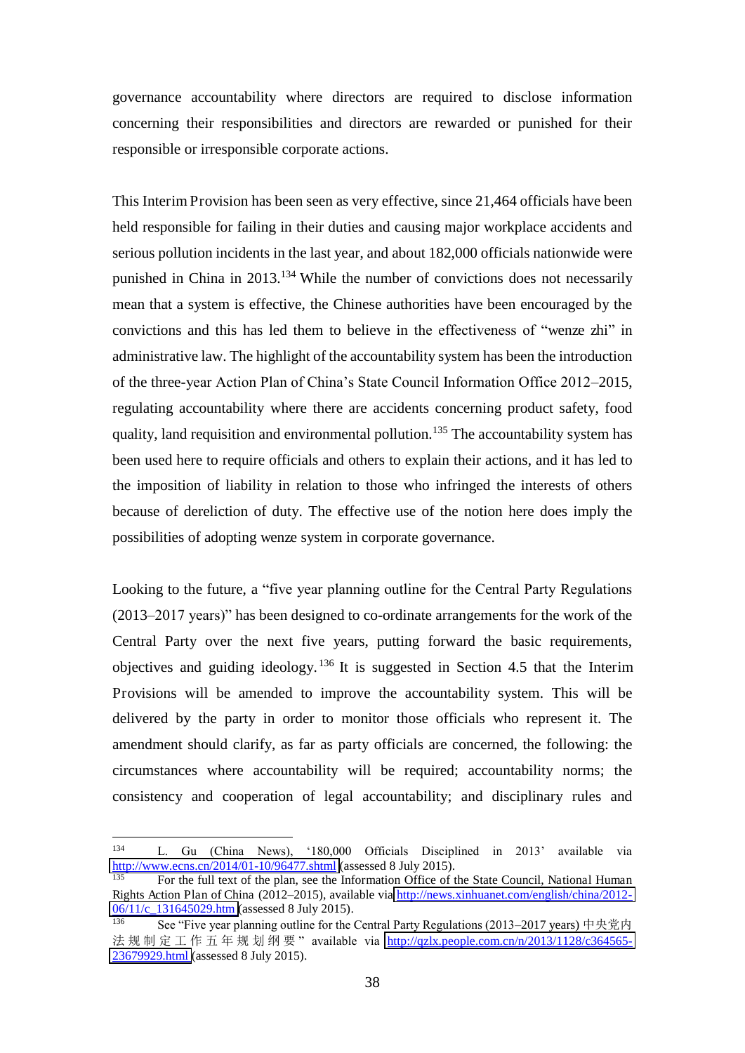governance accountability where directors are required to disclose information concerning their responsibilities and directors are rewarded or punished for their responsible or irresponsible corporate actions.

This Interim Provision has been seen as very effective, since 21,464 officials have been held responsible for failing in their duties and causing major workplace accidents and serious pollution incidents in the last year, and about 182,000 officials nationwide were punished in China in 2013.[134] While the number of convictions does not necessarily mean that a system is effective, the Chinese authorities have been encouraged by the convictions and this has led them to believe in the effectiveness of "wenze zhi" in administrative law. The highlight of the accountability system has been the introduction of the three-year Action Plan of China's State Council Information Office 2012–2015, regulating accountability where there are accidents concerning product safety, food quality, land requisition and environmental pollution.[135] The accountability system has been used here to require officials and others to explain their actions, and it has led to the imposition of liability in relation to those who infringed the interests of others because of dereliction of duty. The effective use of the notion here does imply the possibilities of adopting wenze system in corporate governance.

Looking to the future, a "five year planning outline for the Central Party Regulations (2013–2017 years)" has been designed to co-ordinate arrangements for the work of the Central Party over the next five years, putting forward the basic requirements, objectives and guiding ideology.[136] It is suggested in Section 4.5 that the Interim Provisions will be amended to improve the accountability system. This will be delivered by the party in order to monitor those officials who represent it. The amendment should clarify, as far as party officials are concerned, the following: the circumstances where accountability will be required; accountability norms; the consistency and cooperation of legal accountability; and disciplinary rules and

---

[134] L. Gu (China News), '180,000 Officials Disciplined in 2013' available via http://www.ecns.cn/2014/01-10/96477.shtml (assessed 8 July 2015).

[135] For the full text of the plan, see the Information Office of the State Council, National Human Rights Action Plan of China (2012–2015), available via http://news.xinhuanet.com/english/china/2012-06/11/c_131645029.htm (assessed 8 July 2015).

[136] See "Five year planning outline for the Central Party Regulations (2013–2017 years) 中央党内法规制定工作五年规划纲要" available via http://qzlx.people.com.cn/n/2013/1128/c364565-23679929.html (assessed 8 July 2015).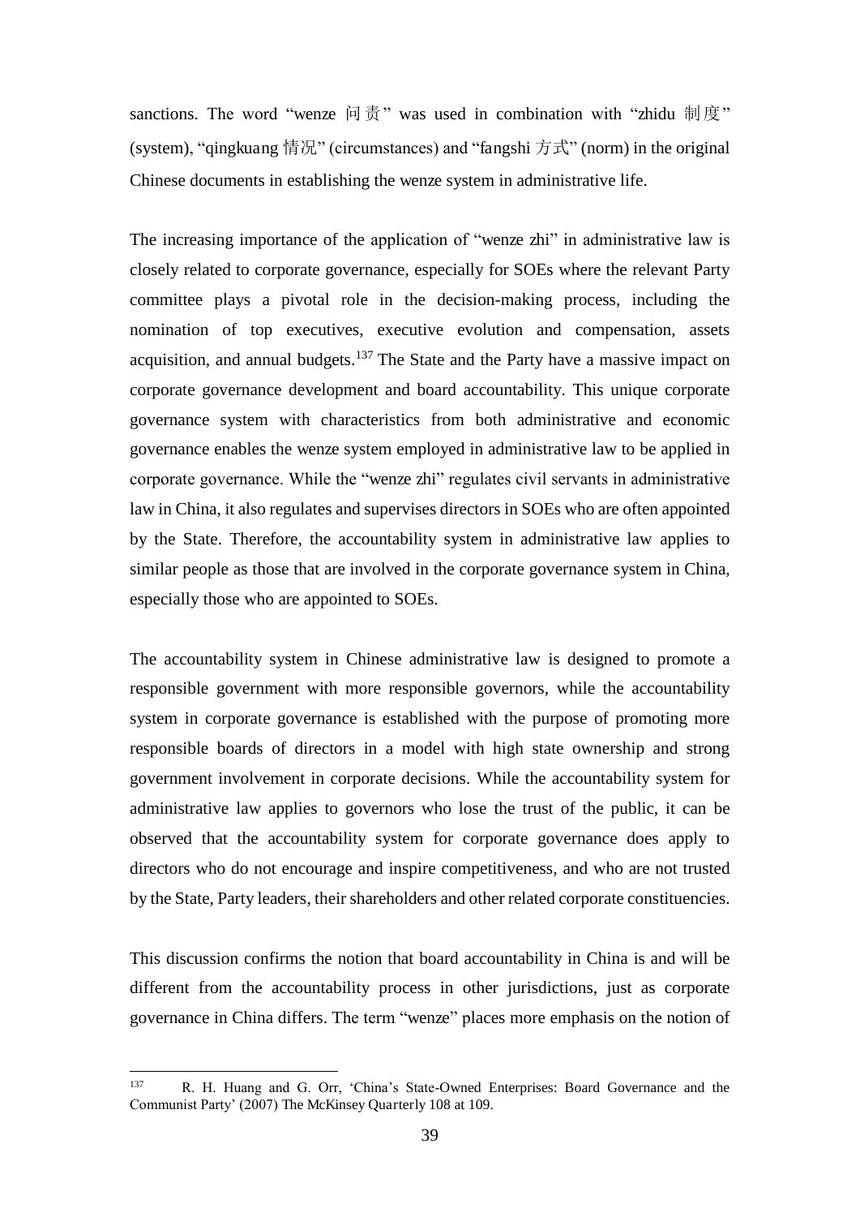sanctions. The word "wenze 问责" was used in combination with "zhidu 制度" (system), "qingkuang 情况" (circumstances) and "fangshi 方式" (norm) in the original Chinese documents in establishing the wenze system in administrative life.

The increasing importance of the application of "wenze zhi" in administrative law is closely related to corporate governance, especially for SOEs where the relevant Party committee plays a pivotal role in the decision-making process, including the nomination of top executives, executive evolution and compensation, assets acquisition, and annual budgets.[137] The State and the Party have a massive impact on corporate governance development and board accountability. This unique corporate governance system with characteristics from both administrative and economic governance enables the wenze system employed in administrative law to be applied in corporate governance. While the "wenze zhi" regulates civil servants in administrative law in China, it also regulates and supervises directors in SOEs who are often appointed by the State. Therefore, the accountability system in administrative law applies to similar people as those that are involved in the corporate governance system in China, especially those who are appointed to SOEs.

The accountability system in Chinese administrative law is designed to promote a responsible government with more responsible governors, while the accountability system in corporate governance is established with the purpose of promoting more responsible boards of directors in a model with high state ownership and strong government involvement in corporate decisions. While the accountability system for administrative law applies to governors who lose the trust of the public, it can be observed that the accountability system for corporate governance does apply to directors who do not encourage and inspire competitiveness, and who are not trusted by the State, Party leaders, their shareholders and other related corporate constituencies.

This discussion confirms the notion that board accountability in China is and will be different from the accountability process in other jurisdictions, just as corporate governance in China differs. The term "wenze" places more emphasis on the notion of

---

[137] R. H. Huang and G. Orr, 'China's State-Owned Enterprises: Board Governance and the Communist Party' (2007) The McKinsey Quarterly 108 at 109.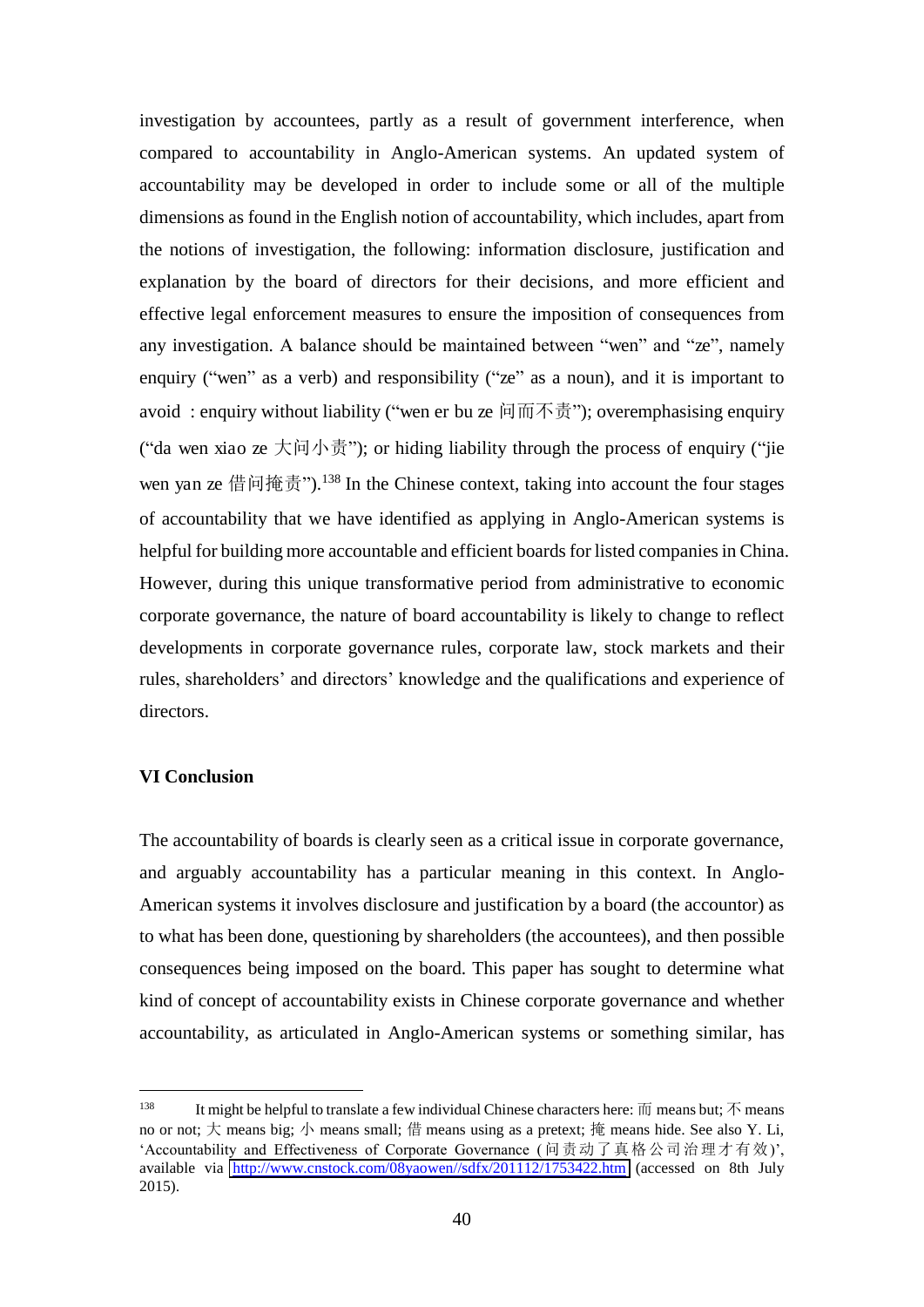investigation by accountees, partly as a result of government interference, when compared to accountability in Anglo-American systems. An updated system of accountability may be developed in order to include some or all of the multiple dimensions as found in the English notion of accountability, which includes, apart from the notions of investigation, the following: information disclosure, justification and explanation by the board of directors for their decisions, and more efficient and effective legal enforcement measures to ensure the imposition of consequences from any investigation. A balance should be maintained between "wen" and "ze", namely enquiry ("wen" as a verb) and responsibility ("ze" as a noun), and it is important to avoid ：enquiry without liability ("wen er bu ze 问而不责"); overemphasising enquiry ("da wen xiao ze 大问小责"); or hiding liability through the process of enquiry ("jie wen yan ze 借问掩责").[138] In the Chinese context, taking into account the four stages of accountability that we have identified as applying in Anglo-American systems is helpful for building more accountable and efficient boards for listed companies in China. However, during this unique transformative period from administrative to economic corporate governance, the nature of board accountability is likely to change to reflect developments in corporate governance rules, corporate law, stock markets and their rules, shareholders' and directors' knowledge and the qualifications and experience of directors.

**VI Conclusion**

The accountability of boards is clearly seen as a critical issue in corporate governance, and arguably accountability has a particular meaning in this context. In Anglo-American systems it involves disclosure and justification by a board (the accountor) as to what has been done, questioning by shareholders (the accountees), and then possible consequences being imposed on the board. This paper has sought to determine what kind of concept of accountability exists in Chinese corporate governance and whether accountability, as articulated in Anglo-American systems or something similar, has

---

[138] It might be helpful to translate a few individual Chinese characters here: 而 means but; 不 means no or not; 大 means big; 小 means small; 借 means using as a pretext; 掩 means hide. See also Y. Li, 'Accountability and Effectiveness of Corporate Governance (问责动了真格公司治理才有效)', available via http://www.cnstock.com/08yaowen//sdfx/201112/1753422.htm (accessed on 8th July 2015).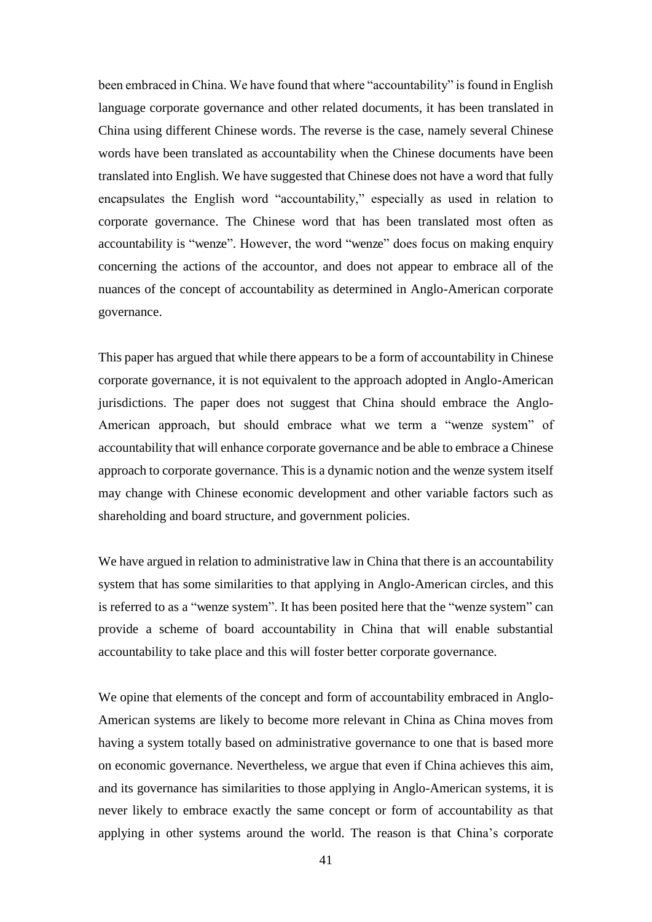been embraced in China. We have found that where "accountability" is found in English language corporate governance and other related documents, it has been translated in China using different Chinese words. The reverse is the case, namely several Chinese words have been translated as accountability when the Chinese documents have been translated into English. We have suggested that Chinese does not have a word that fully encapsulates the English word "accountability," especially as used in relation to corporate governance. The Chinese word that has been translated most often as accountability is "wenze". However, the word "wenze" does focus on making enquiry concerning the actions of the accountor, and does not appear to embrace all of the nuances of the concept of accountability as determined in Anglo-American corporate governance.

This paper has argued that while there appears to be a form of accountability in Chinese corporate governance, it is not equivalent to the approach adopted in Anglo-American jurisdictions. The paper does not suggest that China should embrace the Anglo-American approach, but should embrace what we term a "wenze system" of accountability that will enhance corporate governance and be able to embrace a Chinese approach to corporate governance. This is a dynamic notion and the wenze system itself may change with Chinese economic development and other variable factors such as shareholding and board structure, and government policies.

We have argued in relation to administrative law in China that there is an accountability system that has some similarities to that applying in Anglo-American circles, and this is referred to as a "wenze system". It has been posited here that the "wenze system" can provide a scheme of board accountability in China that will enable substantial accountability to take place and this will foster better corporate governance.

We opine that elements of the concept and form of accountability embraced in Anglo-American systems are likely to become more relevant in China as China moves from having a system totally based on administrative governance to one that is based more on economic governance. Nevertheless, we argue that even if China achieves this aim, and its governance has similarities to those applying in Anglo-American systems, it is never likely to embrace exactly the same concept or form of accountability as that applying in other systems around the world. The reason is that China's corporate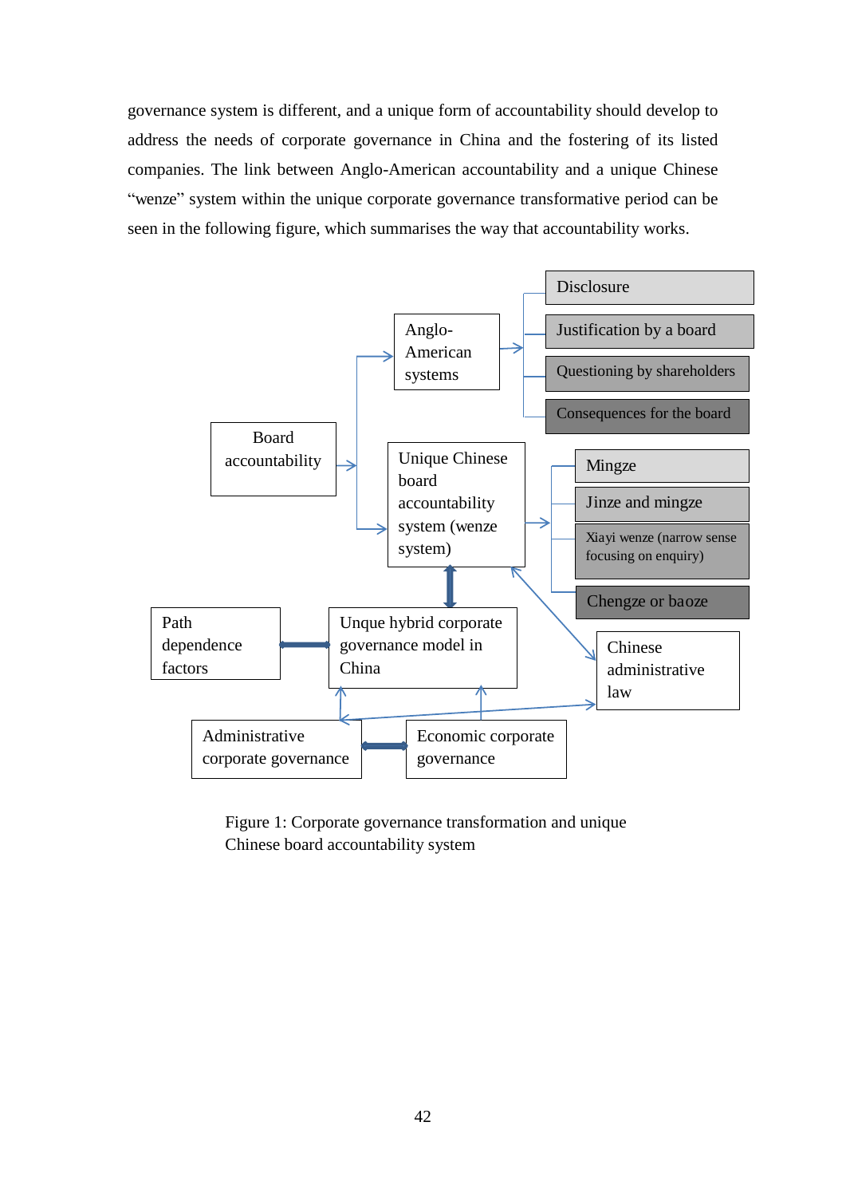governance system is different, and a unique form of accountability should develop to address the needs of corporate governance in China and the fostering of its listed companies. The link between Anglo-American accountability and a unique Chinese "wenze" system within the unique corporate governance transformative period can be seen in the following figure, which summarises the way that accountability works.

Disclosure

Justification by a board

Questioning by shareholders

Consequences for the board

Anglo-American systems

Board accountability

Unique Chinese board accountability system (wenze system)

Mingze

Jinze and mingze

Xiayi wenze (narrow sense focusing on enquiry)

Chengze or baoze

Path dependence factors

Unque hybrid corporate governance model in China

Chinese administrative law

Administrative corporate governance

Economic corporate governance

Figure 1: Corporate governance transformation and unique Chinese board accountability system